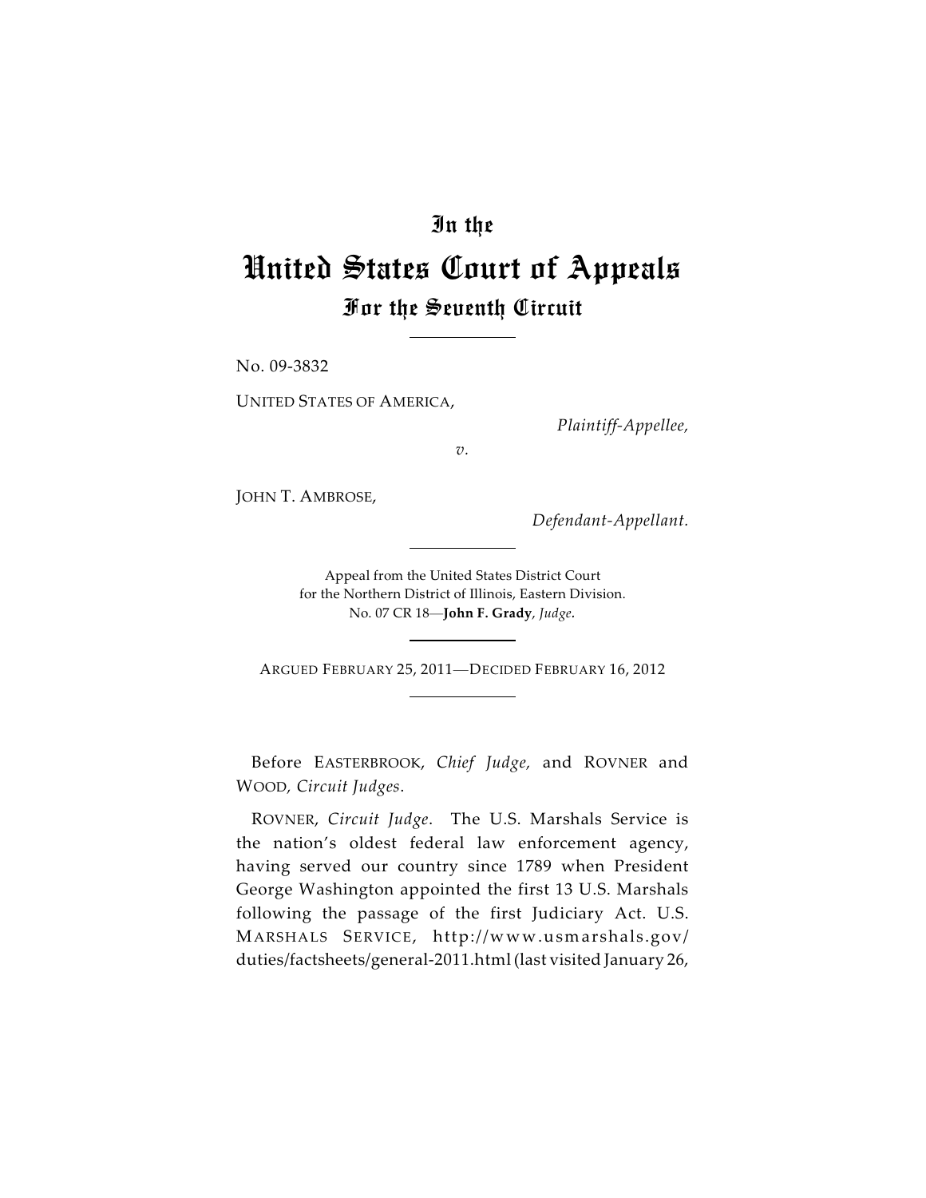# In the

# United States Court of Appeals

## For the Seventh Circuit

No. 09-3832

UNITED STATES OF AMERICA,

*Plaintiff-Appellee,*

*v.*

JOHN T. AMBROSE,

*Defendant-Appellant.*

Appeal from the United States District Court
for the Northern District of Illinois, Eastern Division.
No. 07 CR 18—**John F. Grady**, *Judge.*

ARGUED FEBRUARY 25, 2011—DECIDED FEBRUARY 16, 2012

Before EASTERBROOK, *Chief Judge,* and ROVNER and WOOD, *Circuit Judges.*

ROVNER, *Circuit Judge.* The U.S. Marshals Service is the nation's oldest federal law enforcement agency, having served our country since 1789 when President George Washington appointed the first 13 U.S. Marshals following the passage of the first Judiciary Act. U.S. MARSHALS SERVICE, http://www.usmarshals.gov/duties/factsheets/general-2011.html (last visited January 26,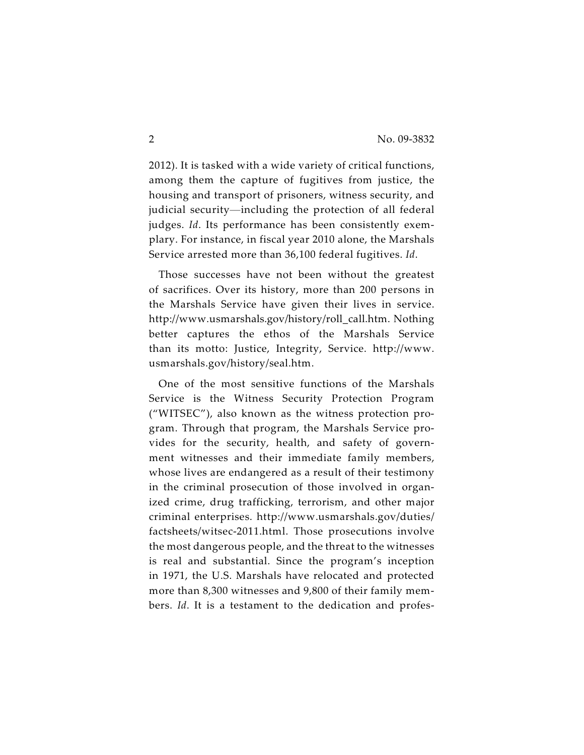2012). It is tasked with a wide variety of critical functions, among them the capture of fugitives from justice, the housing and transport of prisoners, witness security, and judicial security—including the protection of all federal judges. *Id*. Its performance has been consistently exemplary. For instance, in fiscal year 2010 alone, the Marshals Service arrested more than 36,100 federal fugitives. *Id*.

Those successes have not been without the greatest of sacrifices. Over its history, more than 200 persons in the Marshals Service have given their lives in service. http://www.usmarshals.gov/history/roll_call.htm. Nothing better captures the ethos of the Marshals Service than its motto: Justice, Integrity, Service. http://www.usmarshals.gov/history/seal.htm.

One of the most sensitive functions of the Marshals Service is the Witness Security Protection Program ("WITSEC"), also known as the witness protection program. Through that program, the Marshals Service provides for the security, health, and safety of government witnesses and their immediate family members, whose lives are endangered as a result of their testimony in the criminal prosecution of those involved in organized crime, drug trafficking, terrorism, and other major criminal enterprises. http://www.usmarshals.gov/duties/factsheets/witsec-2011.html. Those prosecutions involve the most dangerous people, and the threat to the witnesses is real and substantial. Since the program's inception in 1971, the U.S. Marshals have relocated and protected more than 8,300 witnesses and 9,800 of their family members. *Id*. It is a testament to the dedication and profes-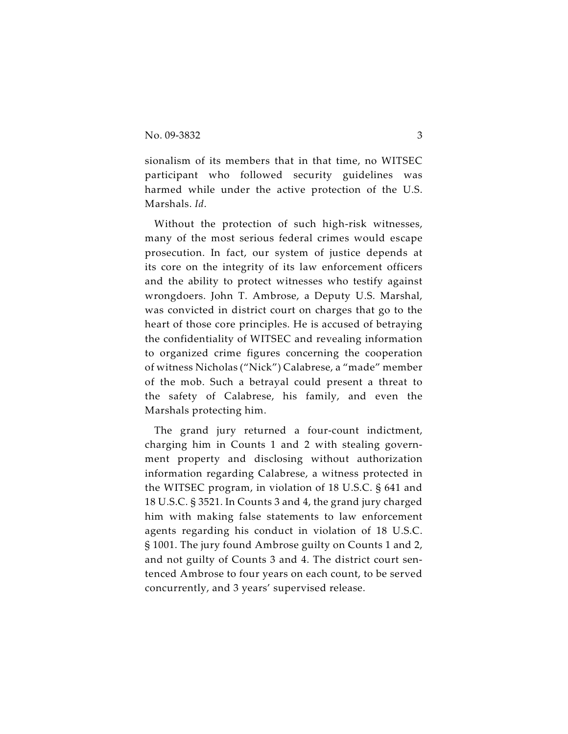sionalism of its members that in that time, no WITSEC participant who followed security guidelines was harmed while under the active protection of the U.S. Marshals. *Id*.

Without the protection of such high-risk witnesses, many of the most serious federal crimes would escape prosecution. In fact, our system of justice depends at its core on the integrity of its law enforcement officers and the ability to protect witnesses who testify against wrongdoers. John T. Ambrose, a Deputy U.S. Marshal, was convicted in district court on charges that go to the heart of those core principles. He is accused of betraying the confidentiality of WITSEC and revealing information to organized crime figures concerning the cooperation of witness Nicholas ("Nick") Calabrese, a "made" member of the mob. Such a betrayal could present a threat to the safety of Calabrese, his family, and even the Marshals protecting him.

The grand jury returned a four-count indictment, charging him in Counts 1 and 2 with stealing government property and disclosing without authorization information regarding Calabrese, a witness protected in the WITSEC program, in violation of 18 U.S.C. § 641 and 18 U.S.C. § 3521. In Counts 3 and 4, the grand jury charged him with making false statements to law enforcement agents regarding his conduct in violation of 18 U.S.C. § 1001. The jury found Ambrose guilty on Counts 1 and 2, and not guilty of Counts 3 and 4. The district court sentenced Ambrose to four years on each count, to be served concurrently, and 3 years' supervised release.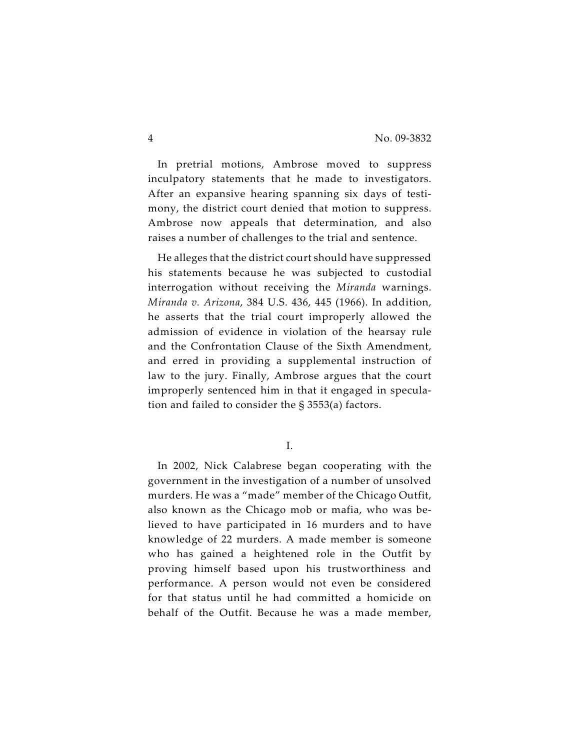In pretrial motions, Ambrose moved to suppress inculpatory statements that he made to investigators. After an expansive hearing spanning six days of testimony, the district court denied that motion to suppress. Ambrose now appeals that determination, and also raises a number of challenges to the trial and sentence.

He alleges that the district court should have suppressed his statements because he was subjected to custodial interrogation without receiving the *Miranda* warnings. *Miranda v. Arizona*, 384 U.S. 436, 445 (1966). In addition, he asserts that the trial court improperly allowed the admission of evidence in violation of the hearsay rule and the Confrontation Clause of the Sixth Amendment, and erred in providing a supplemental instruction of law to the jury. Finally, Ambrose argues that the court improperly sentenced him in that it engaged in speculation and failed to consider the § 3553(a) factors.

## I.

In 2002, Nick Calabrese began cooperating with the government in the investigation of a number of unsolved murders. He was a "made" member of the Chicago Outfit, also known as the Chicago mob or mafia, who was believed to have participated in 16 murders and to have knowledge of 22 murders. A made member is someone who has gained a heightened role in the Outfit by proving himself based upon his trustworthiness and performance. A person would not even be considered for that status until he had committed a homicide on behalf of the Outfit. Because he was a made member,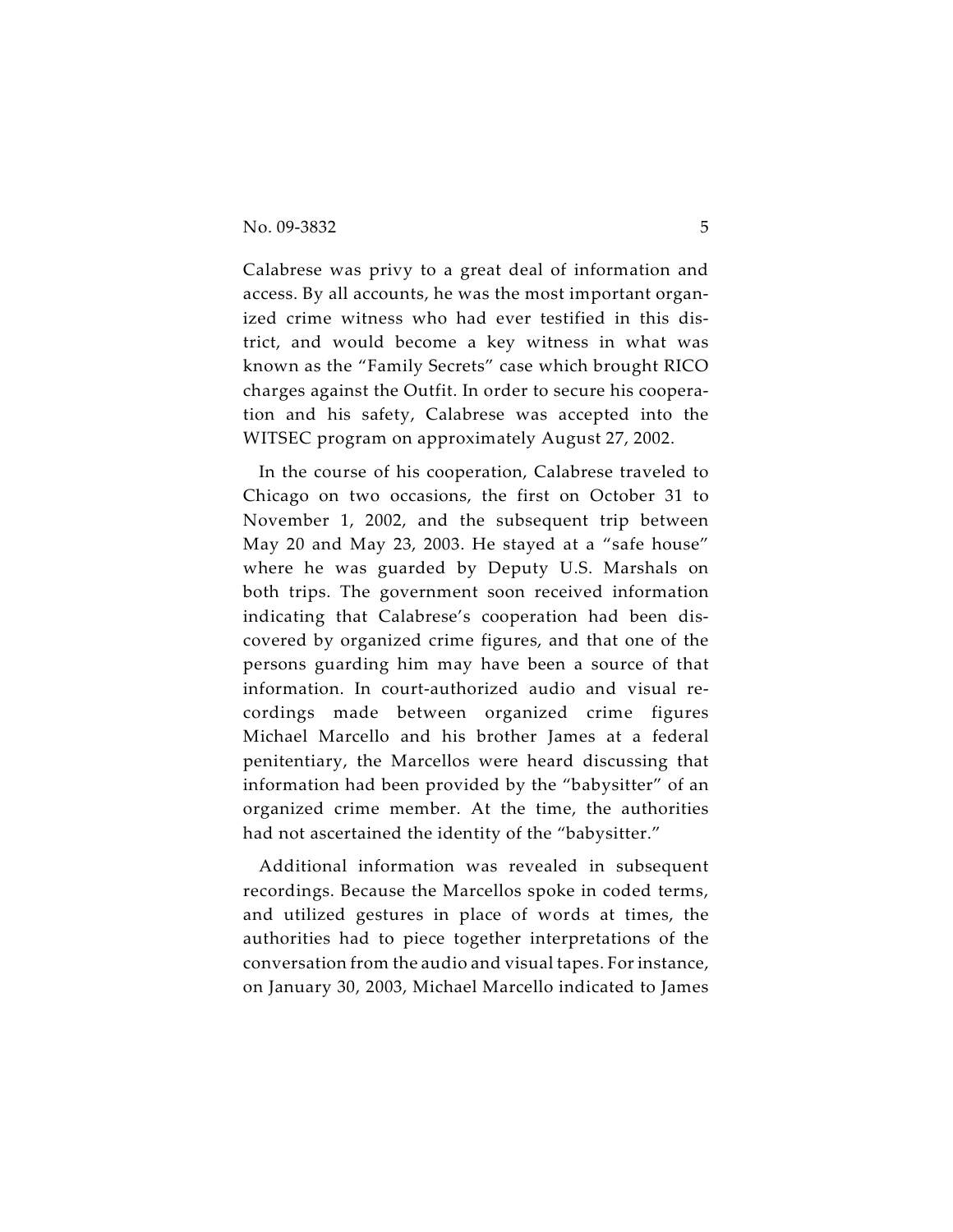Calabrese was privy to a great deal of information and access. By all accounts, he was the most important organized crime witness who had ever testified in this district, and would become a key witness in what was known as the "Family Secrets" case which brought RICO charges against the Outfit. In order to secure his cooperation and his safety, Calabrese was accepted into the WITSEC program on approximately August 27, 2002.

In the course of his cooperation, Calabrese traveled to Chicago on two occasions, the first on October 31 to November 1, 2002, and the subsequent trip between May 20 and May 23, 2003. He stayed at a "safe house" where he was guarded by Deputy U.S. Marshals on both trips. The government soon received information indicating that Calabrese's cooperation had been discovered by organized crime figures, and that one of the persons guarding him may have been a source of that information. In court-authorized audio and visual recordings made between organized crime figures Michael Marcello and his brother James at a federal penitentiary, the Marcellos were heard discussing that information had been provided by the "babysitter" of an organized crime member. At the time, the authorities had not ascertained the identity of the "babysitter."

Additional information was revealed in subsequent recordings. Because the Marcellos spoke in coded terms, and utilized gestures in place of words at times, the authorities had to piece together interpretations of the conversation from the audio and visual tapes. For instance, on January 30, 2003, Michael Marcello indicated to James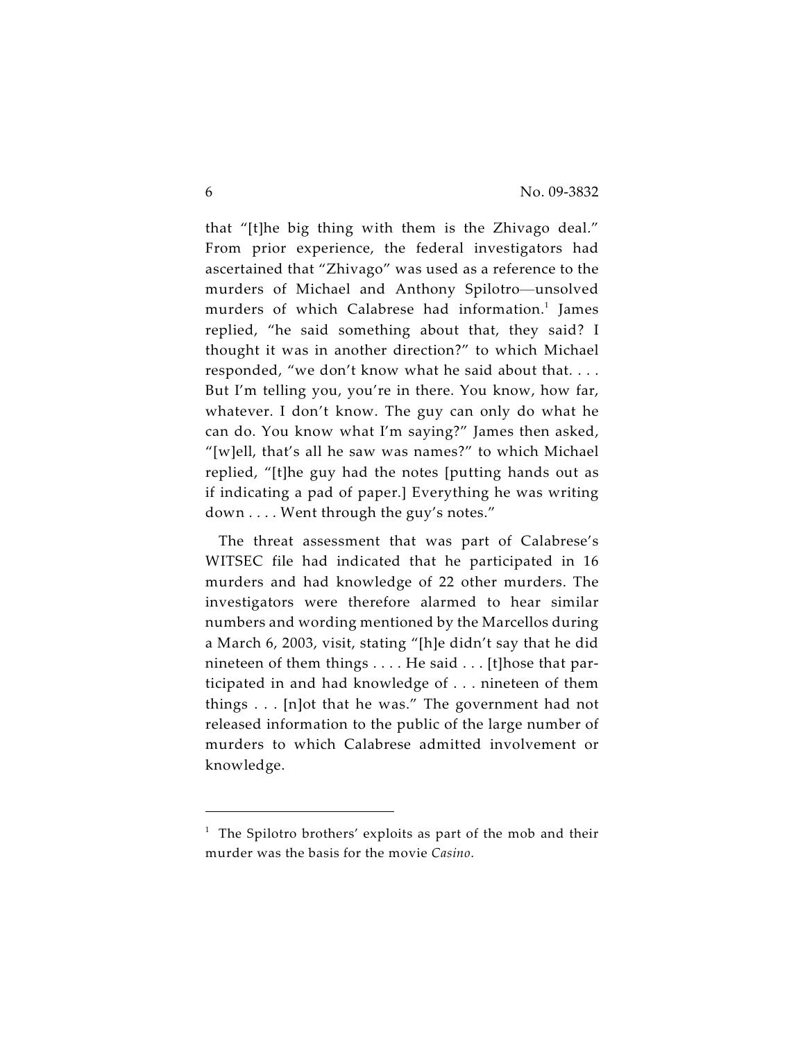that "[t]he big thing with them is the Zhivago deal." From prior experience, the federal investigators had ascertained that "Zhivago" was used as a reference to the murders of Michael and Anthony Spilotro—unsolved murders of which Calabrese had information.[1] James replied, "he said something about that, they said? I thought it was in another direction?" to which Michael responded, "we don't know what he said about that. . . . But I'm telling you, you're in there. You know, how far, whatever. I don't know. The guy can only do what he can do. You know what I'm saying?" James then asked, "[w]ell, that's all he saw was names?" to which Michael replied, "[t]he guy had the notes [putting hands out as if indicating a pad of paper.] Everything he was writing down . . . . Went through the guy's notes."

The threat assessment that was part of Calabrese's WITSEC file had indicated that he participated in 16 murders and had knowledge of 22 other murders. The investigators were therefore alarmed to hear similar numbers and wording mentioned by the Marcellos during a March 6, 2003, visit, stating "[h]e didn't say that he did nineteen of them things . . . . He said . . . [t]hose that participated in and had knowledge of . . . nineteen of them things . . . [n]ot that he was." The government had not released information to the public of the large number of murders to which Calabrese admitted involvement or knowledge.

---

[1] The Spilotro brothers' exploits as part of the mob and their murder was the basis for the movie *Casino*.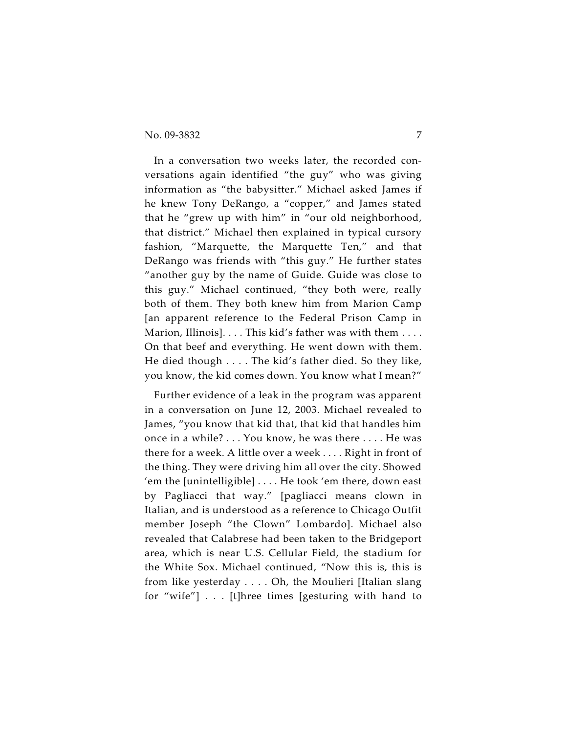In a conversation two weeks later, the recorded conversations again identified "the guy" who was giving information as "the babysitter." Michael asked James if he knew Tony DeRango, a "copper," and James stated that he "grew up with him" in "our old neighborhood, that district." Michael then explained in typical cursory fashion, "Marquette, the Marquette Ten," and that DeRango was friends with "this guy." He further states "another guy by the name of Guide. Guide was close to this guy." Michael continued, "they both were, really both of them. They both knew him from Marion Camp [an apparent reference to the Federal Prison Camp in Marion, Illinois]. . . . This kid's father was with them . . . . On that beef and everything. He went down with them. He died though . . . . The kid's father died. So they like, you know, the kid comes down. You know what I mean?"

Further evidence of a leak in the program was apparent in a conversation on June 12, 2003. Michael revealed to James, "you know that kid that, that kid that handles him once in a while? . . . You know, he was there . . . . He was there for a week. A little over a week . . . . Right in front of the thing. They were driving him all over the city. Showed 'em the [unintelligible] . . . . He took 'em there, down east by Pagliacci that way." [pagliacci means clown in Italian, and is understood as a reference to Chicago Outfit member Joseph "the Clown" Lombardo]. Michael also revealed that Calabrese had been taken to the Bridgeport area, which is near U.S. Cellular Field, the stadium for the White Sox. Michael continued, "Now this is, this is from like yesterday . . . . Oh, the Moulieri [Italian slang for "wife"] . . . [t]hree times [gesturing with hand to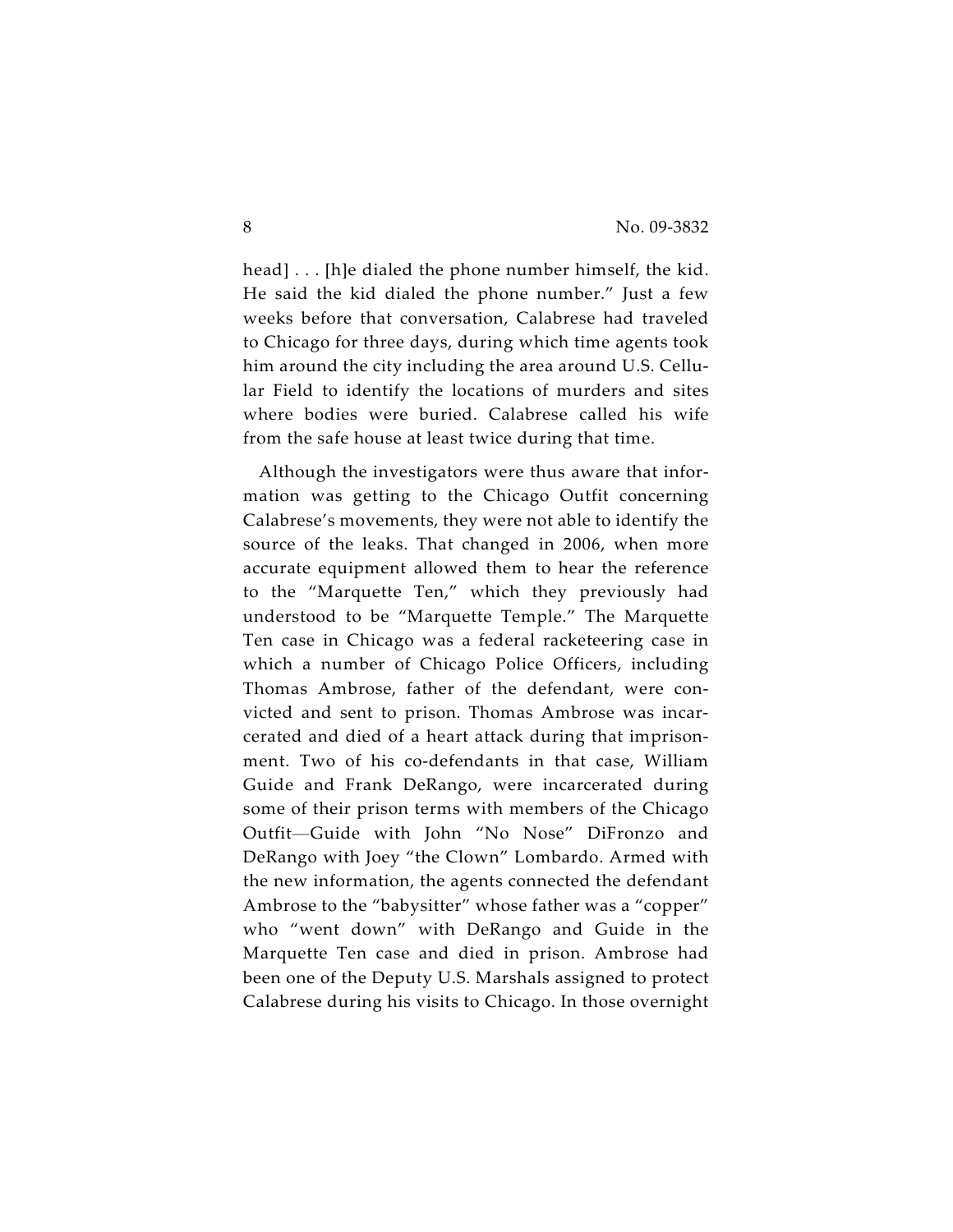head] . . . [h]e dialed the phone number himself, the kid. He said the kid dialed the phone number." Just a few weeks before that conversation, Calabrese had traveled to Chicago for three days, during which time agents took him around the city including the area around U.S. Cellular Field to identify the locations of murders and sites where bodies were buried. Calabrese called his wife from the safe house at least twice during that time.

Although the investigators were thus aware that information was getting to the Chicago Outfit concerning Calabrese's movements, they were not able to identify the source of the leaks. That changed in 2006, when more accurate equipment allowed them to hear the reference to the "Marquette Ten," which they previously had understood to be "Marquette Temple." The Marquette Ten case in Chicago was a federal racketeering case in which a number of Chicago Police Officers, including Thomas Ambrose, father of the defendant, were convicted and sent to prison. Thomas Ambrose was incarcerated and died of a heart attack during that imprisonment. Two of his co-defendants in that case, William Guide and Frank DeRango, were incarcerated during some of their prison terms with members of the Chicago Outfit—Guide with John "No Nose" DiFronzo and DeRango with Joey "the Clown" Lombardo. Armed with the new information, the agents connected the defendant Ambrose to the "babysitter" whose father was a "copper" who "went down" with DeRango and Guide in the Marquette Ten case and died in prison. Ambrose had been one of the Deputy U.S. Marshals assigned to protect Calabrese during his visits to Chicago. In those overnight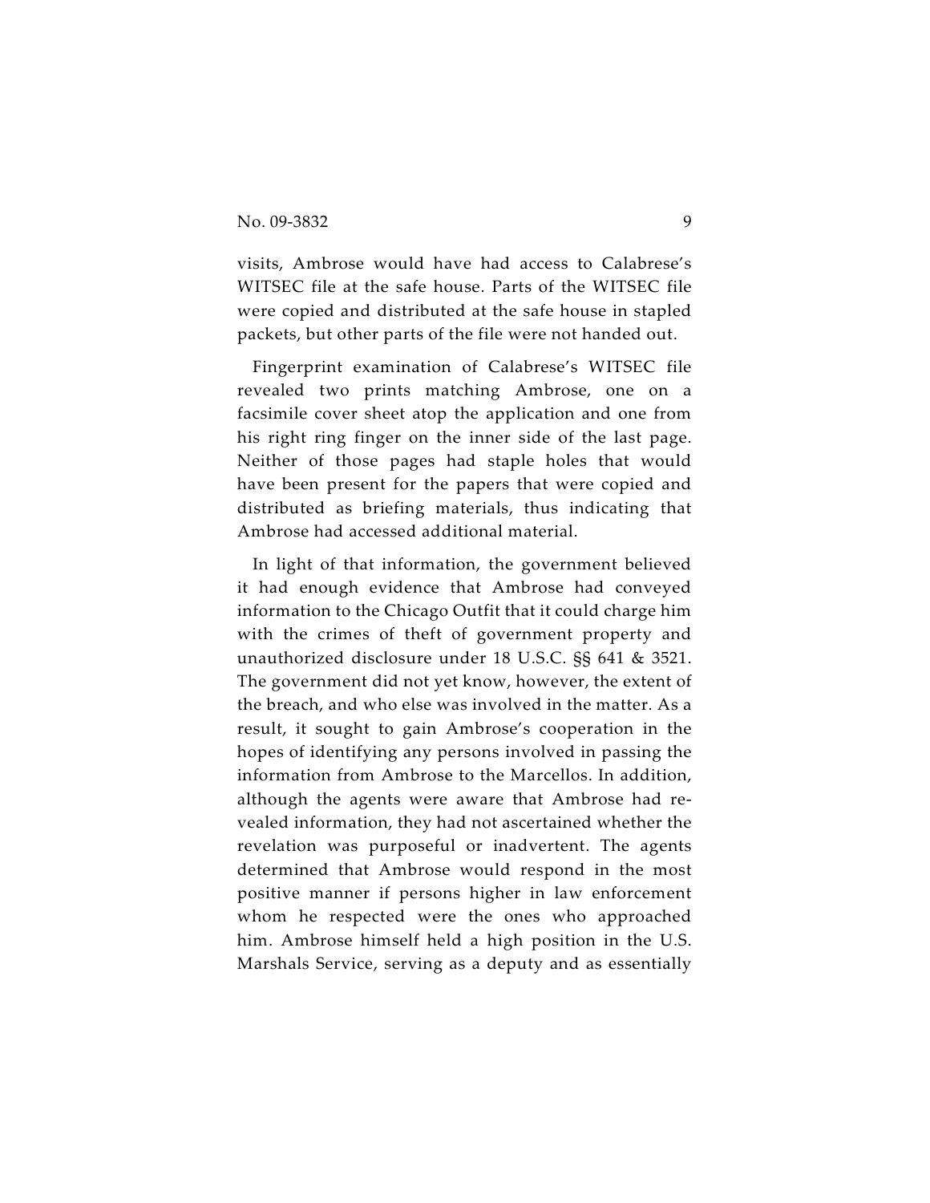visits, Ambrose would have had access to Calabrese's WITSEC file at the safe house. Parts of the WITSEC file were copied and distributed at the safe house in stapled packets, but other parts of the file were not handed out.

Fingerprint examination of Calabrese's WITSEC file revealed two prints matching Ambrose, one on a facsimile cover sheet atop the application and one from his right ring finger on the inner side of the last page. Neither of those pages had staple holes that would have been present for the papers that were copied and distributed as briefing materials, thus indicating that Ambrose had accessed additional material.

In light of that information, the government believed it had enough evidence that Ambrose had conveyed information to the Chicago Outfit that it could charge him with the crimes of theft of government property and unauthorized disclosure under 18 U.S.C. §§ 641 & 3521. The government did not yet know, however, the extent of the breach, and who else was involved in the matter. As a result, it sought to gain Ambrose's cooperation in the hopes of identifying any persons involved in passing the information from Ambrose to the Marcellos. In addition, although the agents were aware that Ambrose had revealed information, they had not ascertained whether the revelation was purposeful or inadvertent. The agents determined that Ambrose would respond in the most positive manner if persons higher in law enforcement whom he respected were the ones who approached him. Ambrose himself held a high position in the U.S. Marshals Service, serving as a deputy and as essentially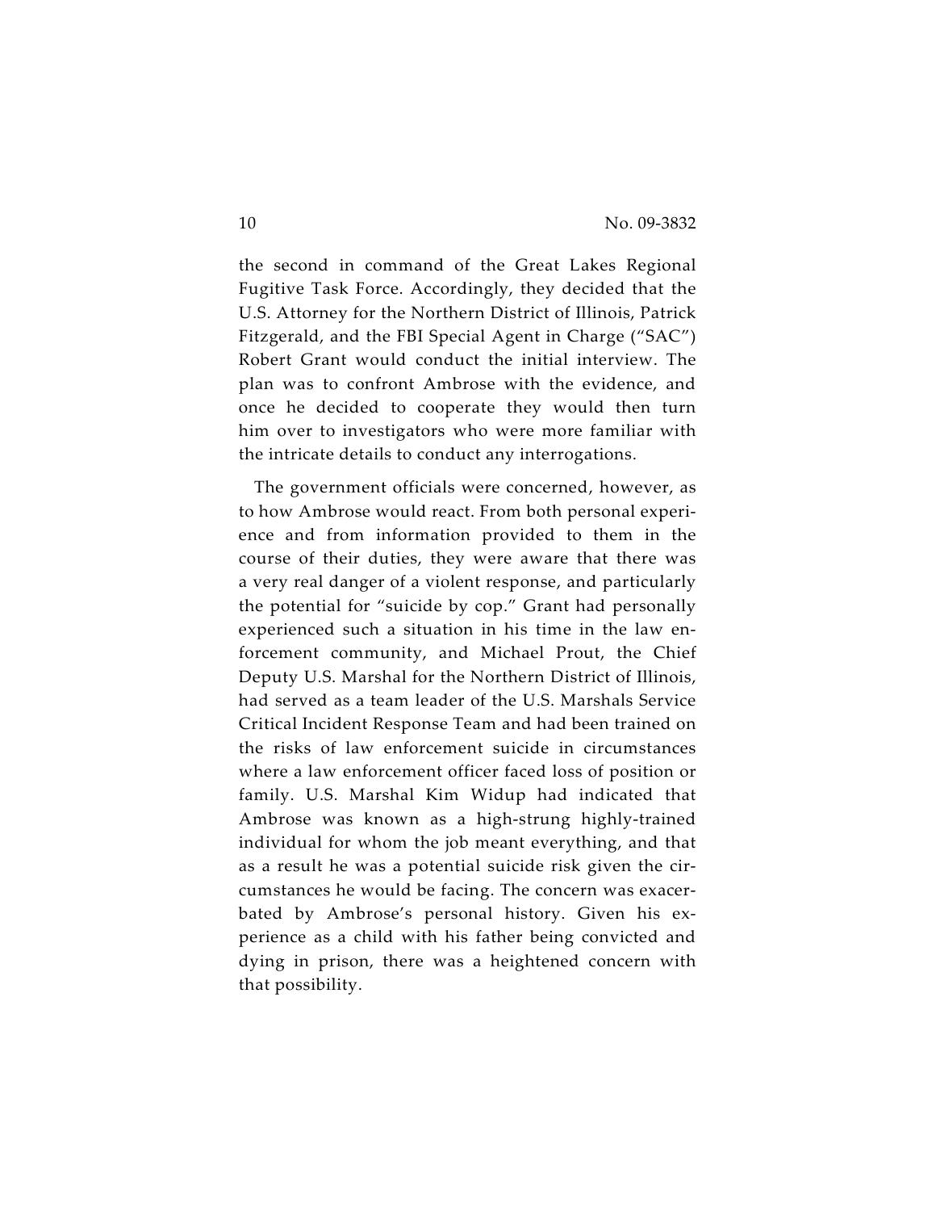the second in command of the Great Lakes Regional Fugitive Task Force. Accordingly, they decided that the U.S. Attorney for the Northern District of Illinois, Patrick Fitzgerald, and the FBI Special Agent in Charge ("SAC") Robert Grant would conduct the initial interview. The plan was to confront Ambrose with the evidence, and once he decided to cooperate they would then turn him over to investigators who were more familiar with the intricate details to conduct any interrogations.

The government officials were concerned, however, as to how Ambrose would react. From both personal experience and from information provided to them in the course of their duties, they were aware that there was a very real danger of a violent response, and particularly the potential for "suicide by cop." Grant had personally experienced such a situation in his time in the law enforcement community, and Michael Prout, the Chief Deputy U.S. Marshal for the Northern District of Illinois, had served as a team leader of the U.S. Marshals Service Critical Incident Response Team and had been trained on the risks of law enforcement suicide in circumstances where a law enforcement officer faced loss of position or family. U.S. Marshal Kim Widup had indicated that Ambrose was known as a high-strung highly-trained individual for whom the job meant everything, and that as a result he was a potential suicide risk given the circumstances he would be facing. The concern was exacerbated by Ambrose's personal history. Given his experience as a child with his father being convicted and dying in prison, there was a heightened concern with that possibility.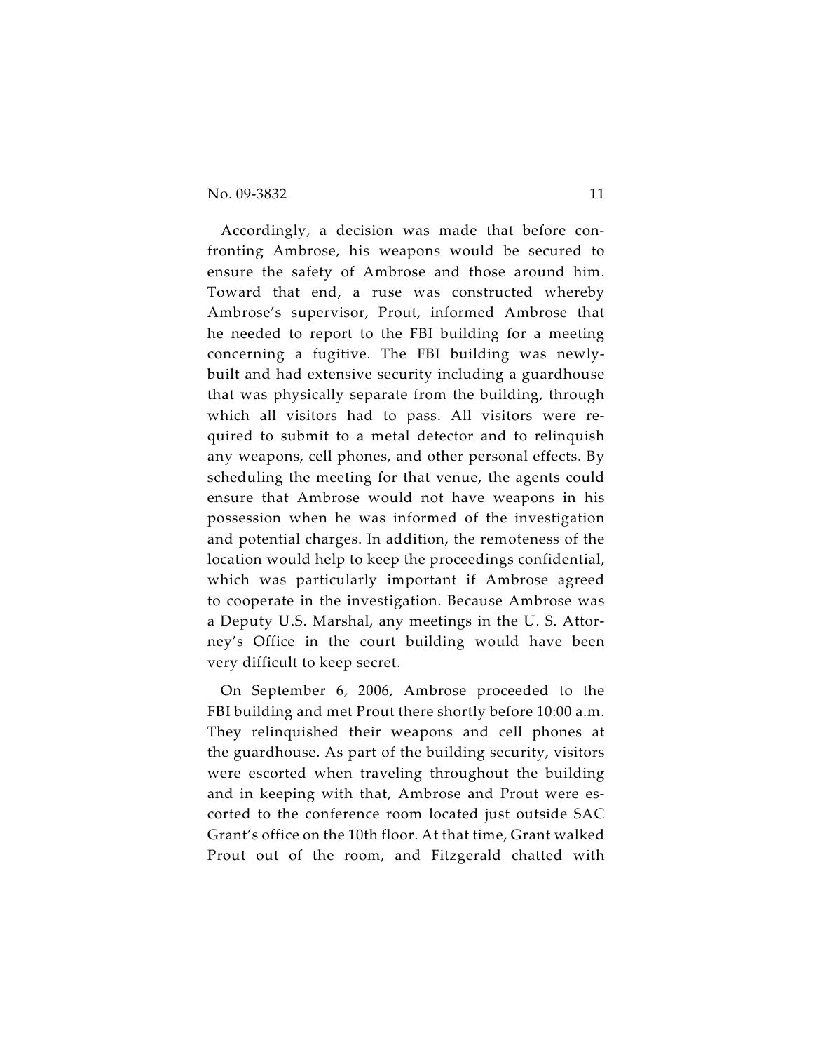Accordingly, a decision was made that before confronting Ambrose, his weapons would be secured to ensure the safety of Ambrose and those around him. Toward that end, a ruse was constructed whereby Ambrose's supervisor, Prout, informed Ambrose that he needed to report to the FBI building for a meeting concerning a fugitive. The FBI building was newly-built and had extensive security including a guardhouse that was physically separate from the building, through which all visitors had to pass. All visitors were required to submit to a metal detector and to relinquish any weapons, cell phones, and other personal effects. By scheduling the meeting for that venue, the agents could ensure that Ambrose would not have weapons in his possession when he was informed of the investigation and potential charges. In addition, the remoteness of the location would help to keep the proceedings confidential, which was particularly important if Ambrose agreed to cooperate in the investigation. Because Ambrose was a Deputy U.S. Marshal, any meetings in the U. S. Attorney's Office in the court building would have been very difficult to keep secret.

On September 6, 2006, Ambrose proceeded to the FBI building and met Prout there shortly before 10:00 a.m. They relinquished their weapons and cell phones at the guardhouse. As part of the building security, visitors were escorted when traveling throughout the building and in keeping with that, Ambrose and Prout were escorted to the conference room located just outside SAC Grant's office on the 10th floor. At that time, Grant walked Prout out of the room, and Fitzgerald chatted with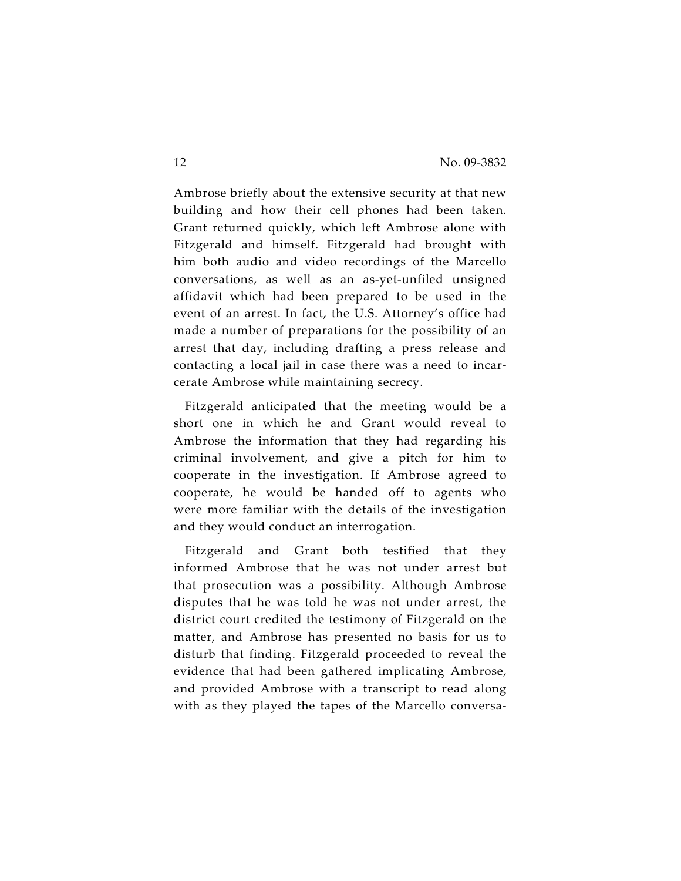Ambrose briefly about the extensive security at that new building and how their cell phones had been taken. Grant returned quickly, which left Ambrose alone with Fitzgerald and himself. Fitzgerald had brought with him both audio and video recordings of the Marcello conversations, as well as an as-yet-unfiled unsigned affidavit which had been prepared to be used in the event of an arrest. In fact, the U.S. Attorney's office had made a number of preparations for the possibility of an arrest that day, including drafting a press release and contacting a local jail in case there was a need to incarcerate Ambrose while maintaining secrecy.

Fitzgerald anticipated that the meeting would be a short one in which he and Grant would reveal to Ambrose the information that they had regarding his criminal involvement, and give a pitch for him to cooperate in the investigation. If Ambrose agreed to cooperate, he would be handed off to agents who were more familiar with the details of the investigation and they would conduct an interrogation.

Fitzgerald and Grant both testified that they informed Ambrose that he was not under arrest but that prosecution was a possibility. Although Ambrose disputes that he was told he was not under arrest, the district court credited the testimony of Fitzgerald on the matter, and Ambrose has presented no basis for us to disturb that finding. Fitzgerald proceeded to reveal the evidence that had been gathered implicating Ambrose, and provided Ambrose with a transcript to read along with as they played the tapes of the Marcello conversa-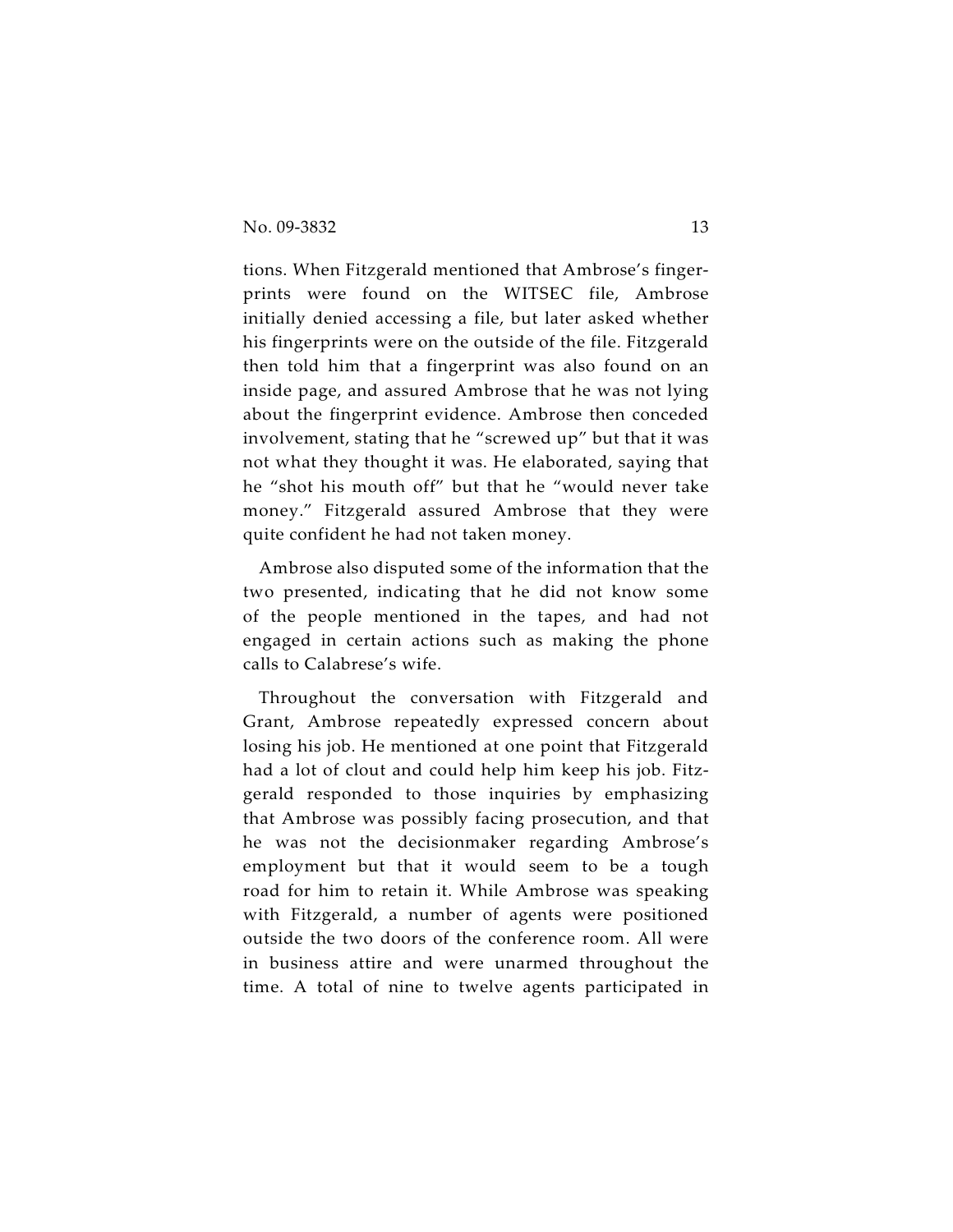tions. When Fitzgerald mentioned that Ambrose's fingerprints were found on the WITSEC file, Ambrose initially denied accessing a file, but later asked whether his fingerprints were on the outside of the file. Fitzgerald then told him that a fingerprint was also found on an inside page, and assured Ambrose that he was not lying about the fingerprint evidence. Ambrose then conceded involvement, stating that he "screwed up" but that it was not what they thought it was. He elaborated, saying that he "shot his mouth off" but that he "would never take money." Fitzgerald assured Ambrose that they were quite confident he had not taken money.

Ambrose also disputed some of the information that the two presented, indicating that he did not know some of the people mentioned in the tapes, and had not engaged in certain actions such as making the phone calls to Calabrese's wife.

Throughout the conversation with Fitzgerald and Grant, Ambrose repeatedly expressed concern about losing his job. He mentioned at one point that Fitzgerald had a lot of clout and could help him keep his job. Fitzgerald responded to those inquiries by emphasizing that Ambrose was possibly facing prosecution, and that he was not the decisionmaker regarding Ambrose's employment but that it would seem to be a tough road for him to retain it. While Ambrose was speaking with Fitzgerald, a number of agents were positioned outside the two doors of the conference room. All were in business attire and were unarmed throughout the time. A total of nine to twelve agents participated in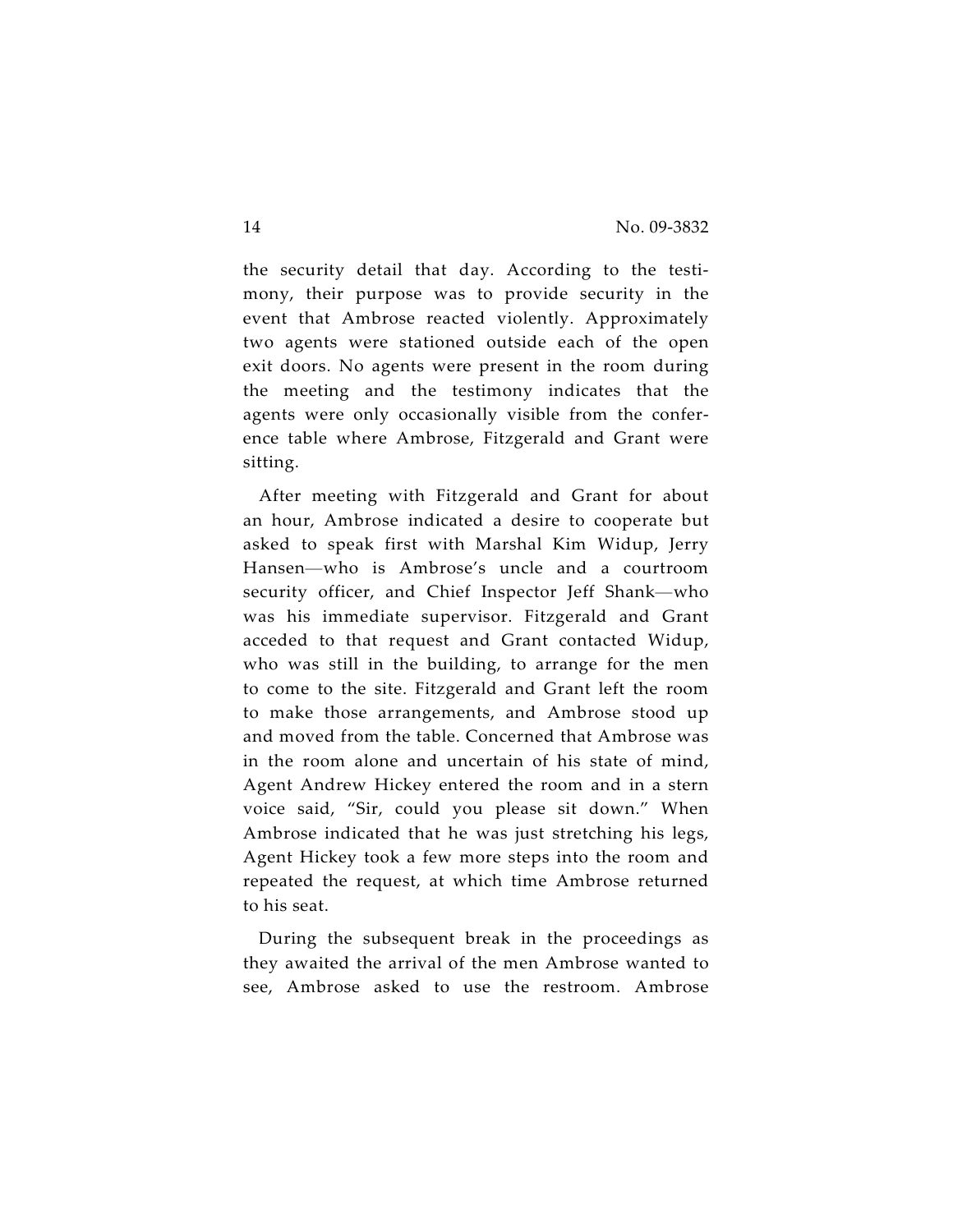the security detail that day. According to the testimony, their purpose was to provide security in the event that Ambrose reacted violently. Approximately two agents were stationed outside each of the open exit doors. No agents were present in the room during the meeting and the testimony indicates that the agents were only occasionally visible from the conference table where Ambrose, Fitzgerald and Grant were sitting.

After meeting with Fitzgerald and Grant for about an hour, Ambrose indicated a desire to cooperate but asked to speak first with Marshal Kim Widup, Jerry Hansen—who is Ambrose's uncle and a courtroom security officer, and Chief Inspector Jeff Shank—who was his immediate supervisor. Fitzgerald and Grant acceded to that request and Grant contacted Widup, who was still in the building, to arrange for the men to come to the site. Fitzgerald and Grant left the room to make those arrangements, and Ambrose stood up and moved from the table. Concerned that Ambrose was in the room alone and uncertain of his state of mind, Agent Andrew Hickey entered the room and in a stern voice said, "Sir, could you please sit down." When Ambrose indicated that he was just stretching his legs, Agent Hickey took a few more steps into the room and repeated the request, at which time Ambrose returned to his seat.

During the subsequent break in the proceedings as they awaited the arrival of the men Ambrose wanted to see, Ambrose asked to use the restroom. Ambrose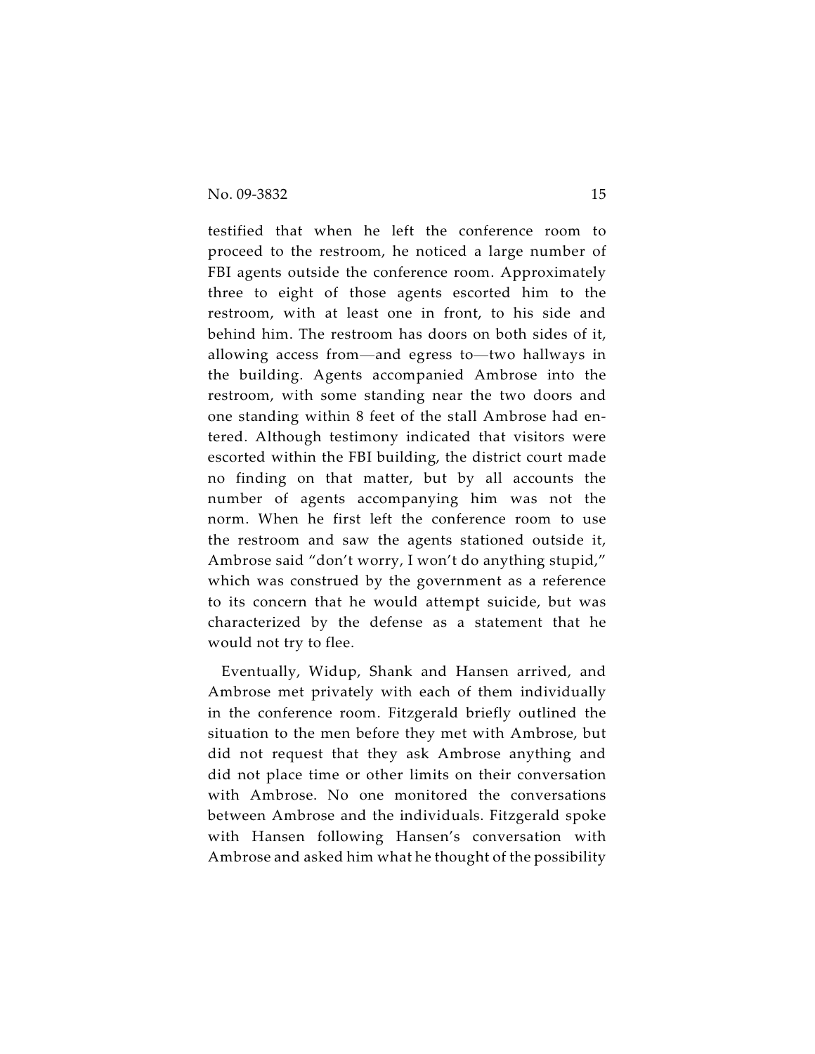testified that when he left the conference room to proceed to the restroom, he noticed a large number of FBI agents outside the conference room. Approximately three to eight of those agents escorted him to the restroom, with at least one in front, to his side and behind him. The restroom has doors on both sides of it, allowing access from—and egress to—two hallways in the building. Agents accompanied Ambrose into the restroom, with some standing near the two doors and one standing within 8 feet of the stall Ambrose had entered. Although testimony indicated that visitors were escorted within the FBI building, the district court made no finding on that matter, but by all accounts the number of agents accompanying him was not the norm. When he first left the conference room to use the restroom and saw the agents stationed outside it, Ambrose said "don't worry, I won't do anything stupid," which was construed by the government as a reference to its concern that he would attempt suicide, but was characterized by the defense as a statement that he would not try to flee.

Eventually, Widup, Shank and Hansen arrived, and Ambrose met privately with each of them individually in the conference room. Fitzgerald briefly outlined the situation to the men before they met with Ambrose, but did not request that they ask Ambrose anything and did not place time or other limits on their conversation with Ambrose. No one monitored the conversations between Ambrose and the individuals. Fitzgerald spoke with Hansen following Hansen's conversation with Ambrose and asked him what he thought of the possibility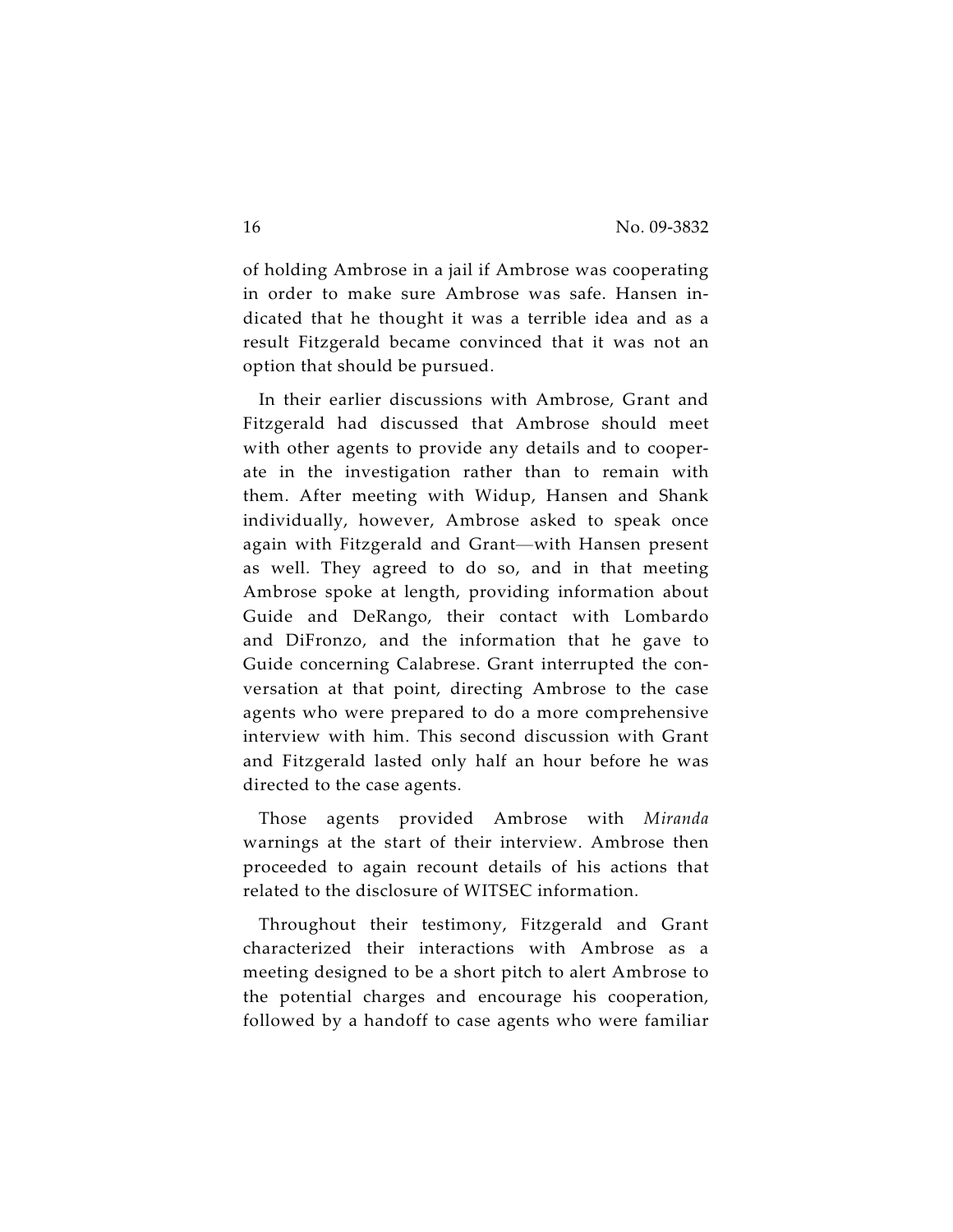of holding Ambrose in a jail if Ambrose was cooperating in order to make sure Ambrose was safe. Hansen indicated that he thought it was a terrible idea and as a result Fitzgerald became convinced that it was not an option that should be pursued.

In their earlier discussions with Ambrose, Grant and Fitzgerald had discussed that Ambrose should meet with other agents to provide any details and to cooperate in the investigation rather than to remain with them. After meeting with Widup, Hansen and Shank individually, however, Ambrose asked to speak once again with Fitzgerald and Grant—with Hansen present as well. They agreed to do so, and in that meeting Ambrose spoke at length, providing information about Guide and DeRango, their contact with Lombardo and DiFronzo, and the information that he gave to Guide concerning Calabrese. Grant interrupted the conversation at that point, directing Ambrose to the case agents who were prepared to do a more comprehensive interview with him. This second discussion with Grant and Fitzgerald lasted only half an hour before he was directed to the case agents.

Those agents provided Ambrose with *Miranda* warnings at the start of their interview. Ambrose then proceeded to again recount details of his actions that related to the disclosure of WITSEC information.

Throughout their testimony, Fitzgerald and Grant characterized their interactions with Ambrose as a meeting designed to be a short pitch to alert Ambrose to the potential charges and encourage his cooperation, followed by a handoff to case agents who were familiar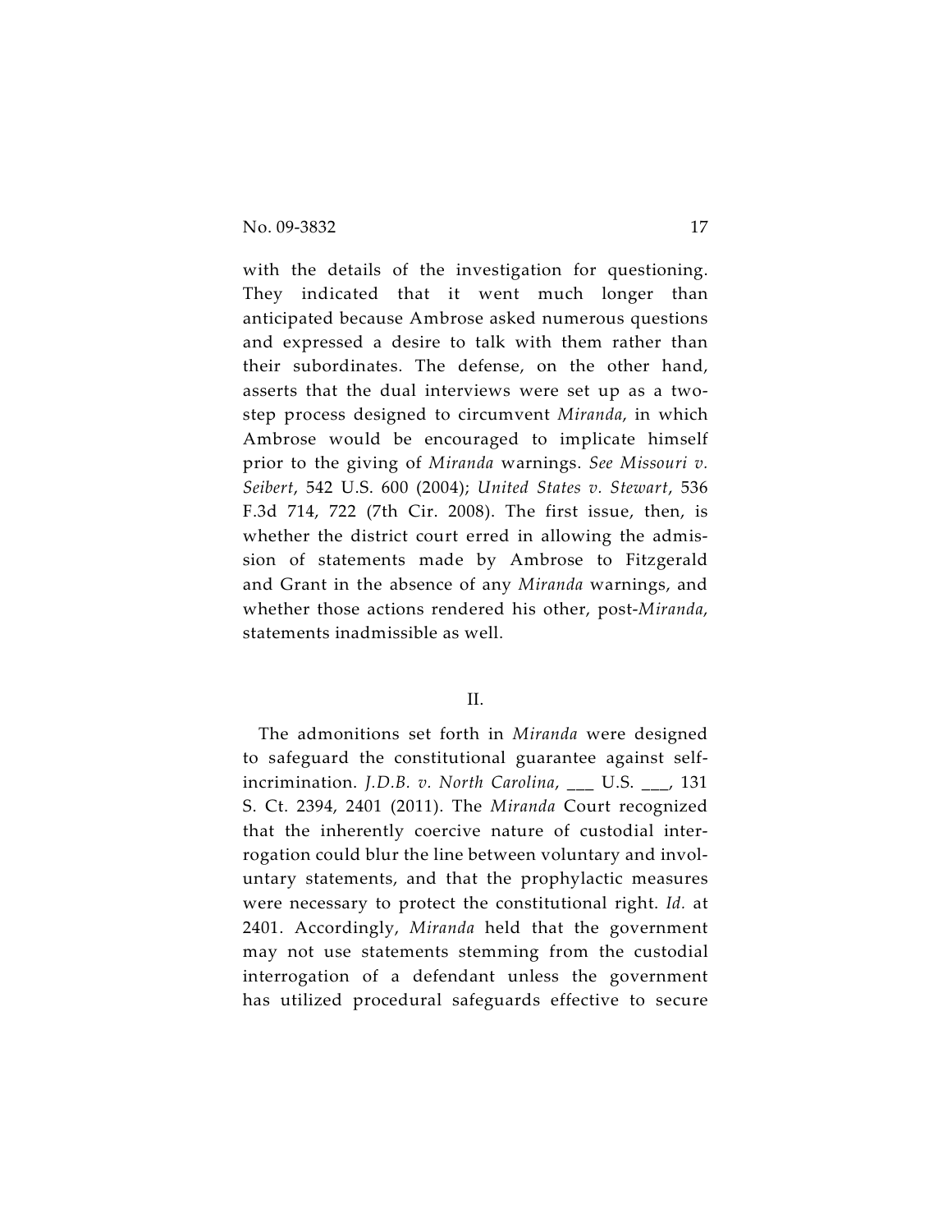with the details of the investigation for questioning. They indicated that it went much longer than anticipated because Ambrose asked numerous questions and expressed a desire to talk with them rather than their subordinates. The defense, on the other hand, asserts that the dual interviews were set up as a two-step process designed to circumvent *Miranda*, in which Ambrose would be encouraged to implicate himself prior to the giving of *Miranda* warnings. *See Missouri v. Seibert*, 542 U.S. 600 (2004); *United States v. Stewart*, 536 F.3d 714, 722 (7th Cir. 2008). The first issue, then, is whether the district court erred in allowing the admission of statements made by Ambrose to Fitzgerald and Grant in the absence of any *Miranda* warnings, and whether those actions rendered his other, post-*Miranda*, statements inadmissible as well.

## II.

The admonitions set forth in *Miranda* were designed to safeguard the constitutional guarantee against self-incrimination. *J.D.B. v. North Carolina*, ___ U.S. ___, 131 S. Ct. 2394, 2401 (2011). The *Miranda* Court recognized that the inherently coercive nature of custodial interrogation could blur the line between voluntary and involuntary statements, and that the prophylactic measures were necessary to protect the constitutional right. *Id.* at 2401. Accordingly, *Miranda* held that the government may not use statements stemming from the custodial interrogation of a defendant unless the government has utilized procedural safeguards effective to secure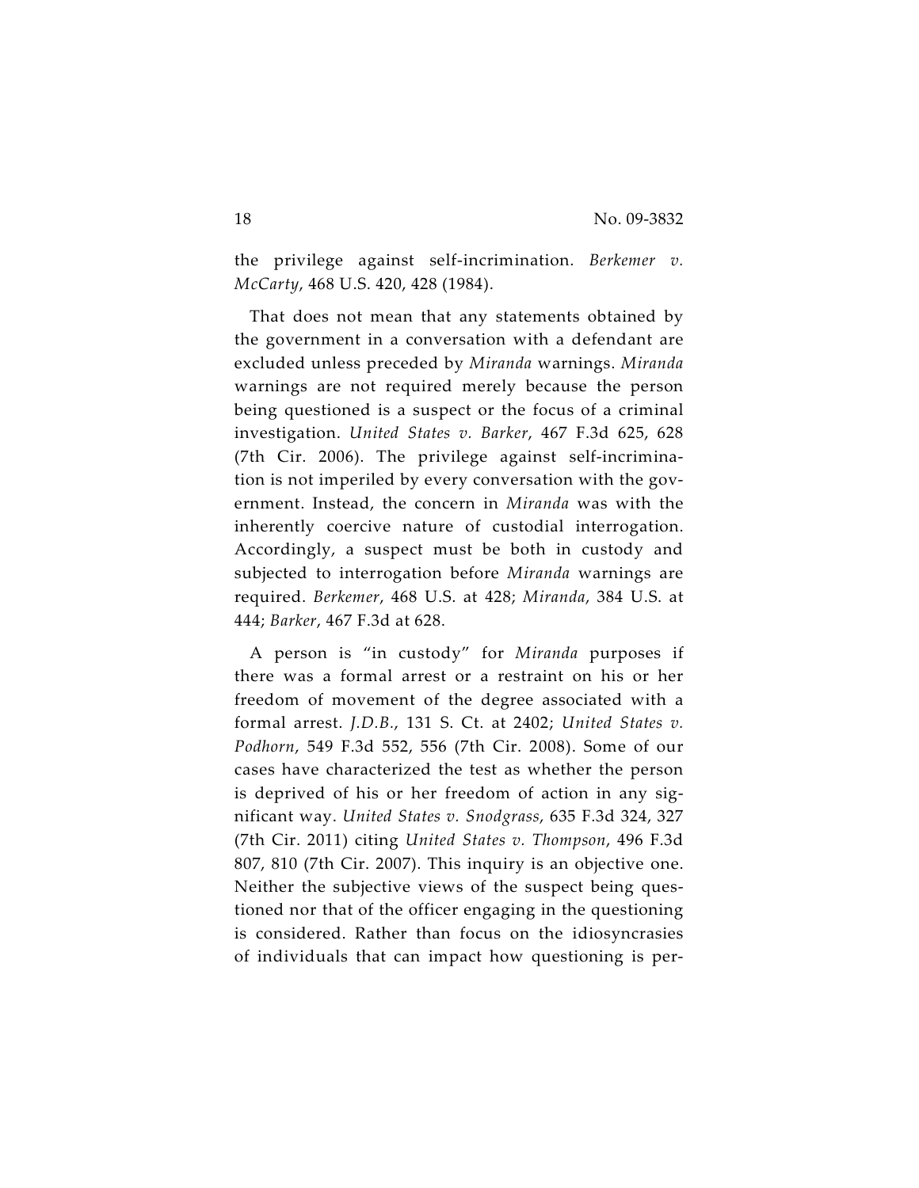the privilege against self-incrimination. *Berkemer v. McCarty*, 468 U.S. 420, 428 (1984).

That does not mean that any statements obtained by the government in a conversation with a defendant are excluded unless preceded by *Miranda* warnings. *Miranda* warnings are not required merely because the person being questioned is a suspect or the focus of a criminal investigation. *United States v. Barker*, 467 F.3d 625, 628 (7th Cir. 2006). The privilege against self-incrimination is not imperiled by every conversation with the government. Instead, the concern in *Miranda* was with the inherently coercive nature of custodial interrogation. Accordingly, a suspect must be both in custody and subjected to interrogation before *Miranda* warnings are required. *Berkemer*, 468 U.S. at 428; *Miranda*, 384 U.S. at 444; *Barker*, 467 F.3d at 628.

A person is "in custody" for *Miranda* purposes if there was a formal arrest or a restraint on his or her freedom of movement of the degree associated with a formal arrest. *J.D.B.*, 131 S. Ct. at 2402; *United States v. Podhorn*, 549 F.3d 552, 556 (7th Cir. 2008). Some of our cases have characterized the test as whether the person is deprived of his or her freedom of action in any significant way. *United States v. Snodgrass*, 635 F.3d 324, 327 (7th Cir. 2011) citing *United States v. Thompson*, 496 F.3d 807, 810 (7th Cir. 2007). This inquiry is an objective one. Neither the subjective views of the suspect being questioned nor that of the officer engaging in the questioning is considered. Rather than focus on the idiosyncrasies of individuals that can impact how questioning is per-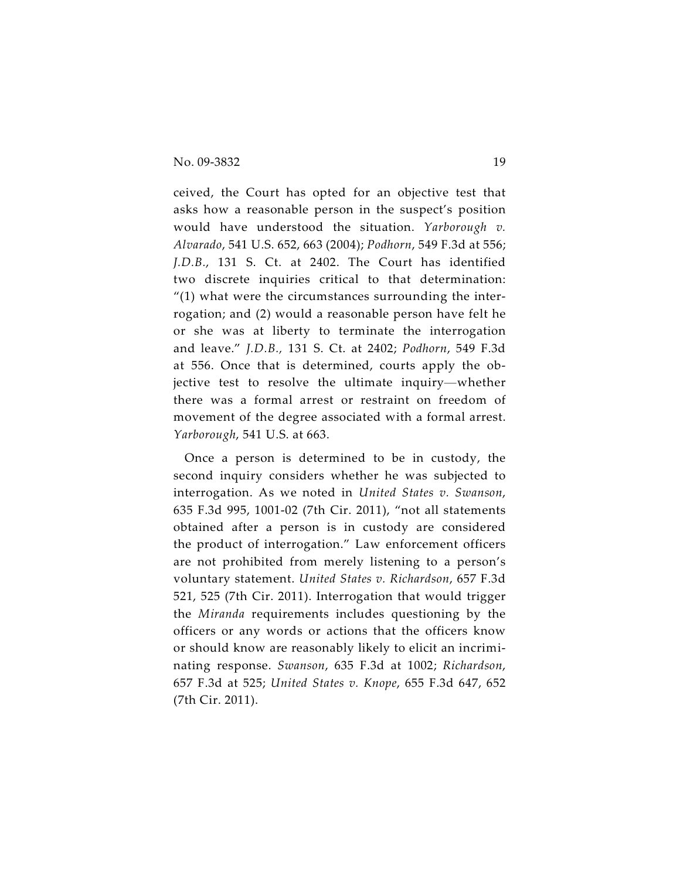ceived, the Court has opted for an objective test that asks how a reasonable person in the suspect's position would have understood the situation. *Yarborough v. Alvarado*, 541 U.S. 652, 663 (2004); *Podhorn*, 549 F.3d at 556; *J.D.B.*, 131 S. Ct. at 2402. The Court has identified two discrete inquiries critical to that determination: "(1) what were the circumstances surrounding the interrogation; and (2) would a reasonable person have felt he or she was at liberty to terminate the interrogation and leave." *J.D.B.*, 131 S. Ct. at 2402; *Podhorn*, 549 F.3d at 556. Once that is determined, courts apply the objective test to resolve the ultimate inquiry—whether there was a formal arrest or restraint on freedom of movement of the degree associated with a formal arrest. *Yarborough*, 541 U.S. at 663.

Once a person is determined to be in custody, the second inquiry considers whether he was subjected to interrogation. As we noted in *United States v. Swanson*, 635 F.3d 995, 1001-02 (7th Cir. 2011), "not all statements obtained after a person is in custody are considered the product of interrogation." Law enforcement officers are not prohibited from merely listening to a person's voluntary statement. *United States v. Richardson*, 657 F.3d 521, 525 (7th Cir. 2011). Interrogation that would trigger the *Miranda* requirements includes questioning by the officers or any words or actions that the officers know or should know are reasonably likely to elicit an incriminating response. *Swanson*, 635 F.3d at 1002; *Richardson*, 657 F.3d at 525; *United States v. Knope*, 655 F.3d 647, 652 (7th Cir. 2011).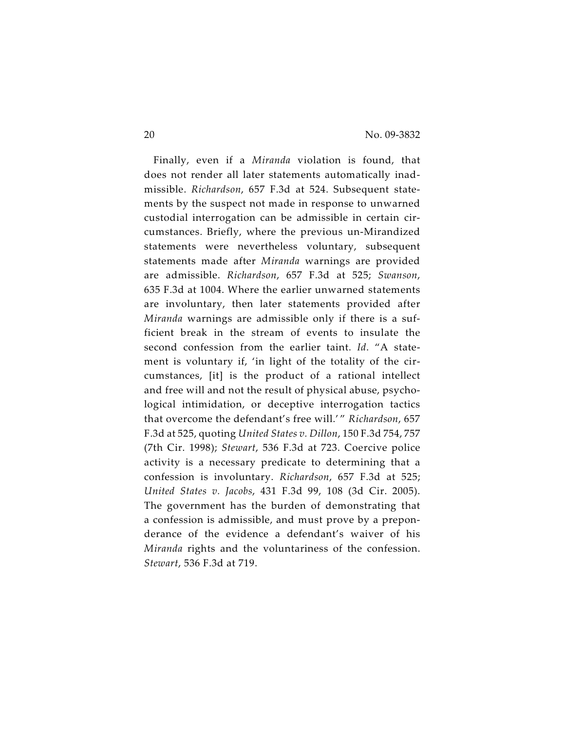Finally, even if a *Miranda* violation is found, that does not render all later statements automatically inadmissible. *Richardson*, 657 F.3d at 524. Subsequent statements by the suspect not made in response to unwarned custodial interrogation can be admissible in certain circumstances. Briefly, where the previous un-Mirandized statements were nevertheless voluntary, subsequent statements made after *Miranda* warnings are provided are admissible. *Richardson*, 657 F.3d at 525; *Swanson*, 635 F.3d at 1004. Where the earlier unwarned statements are involuntary, then later statements provided after *Miranda* warnings are admissible only if there is a sufficient break in the stream of events to insulate the second confession from the earlier taint. *Id*. "A statement is voluntary if, 'in light of the totality of the circumstances, [it] is the product of a rational intellect and free will and not the result of physical abuse, psychological intimidation, or deceptive interrogation tactics that overcome the defendant's free will.'" *Richardson*, 657 F.3d at 525, quoting *United States v. Dillon*, 150 F.3d 754, 757 (7th Cir. 1998); *Stewart*, 536 F.3d at 723. Coercive police activity is a necessary predicate to determining that a confession is involuntary. *Richardson*, 657 F.3d at 525; *United States v. Jacobs*, 431 F.3d 99, 108 (3d Cir. 2005). The government has the burden of demonstrating that a confession is admissible, and must prove by a preponderance of the evidence a defendant's waiver of his *Miranda* rights and the voluntariness of the confession. *Stewart*, 536 F.3d at 719.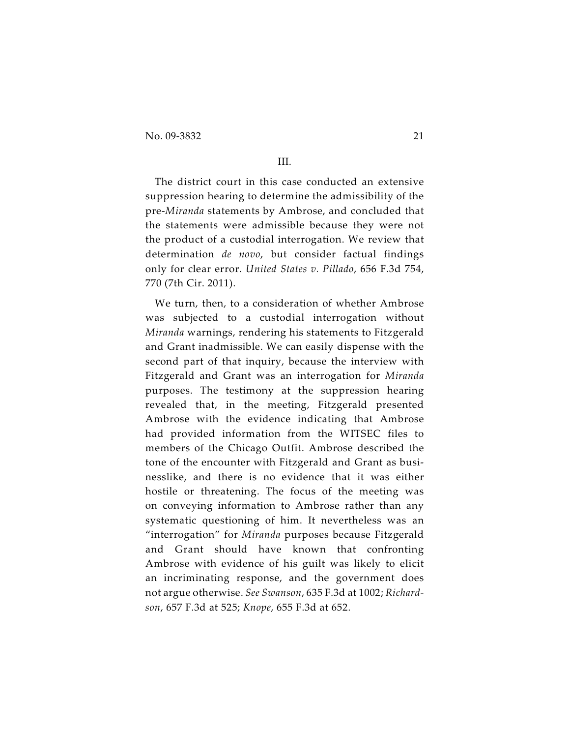### III.

The district court in this case conducted an extensive suppression hearing to determine the admissibility of the pre-*Miranda* statements by Ambrose, and concluded that the statements were admissible because they were not the product of a custodial interrogation. We review that determination *de novo*, but consider factual findings only for clear error. *United States v. Pillado*, 656 F.3d 754, 770 (7th Cir. 2011).

We turn, then, to a consideration of whether Ambrose was subjected to a custodial interrogation without *Miranda* warnings, rendering his statements to Fitzgerald and Grant inadmissible. We can easily dispense with the second part of that inquiry, because the interview with Fitzgerald and Grant was an interrogation for *Miranda* purposes. The testimony at the suppression hearing revealed that, in the meeting, Fitzgerald presented Ambrose with the evidence indicating that Ambrose had provided information from the WITSEC files to members of the Chicago Outfit. Ambrose described the tone of the encounter with Fitzgerald and Grant as businesslike, and there is no evidence that it was either hostile or threatening. The focus of the meeting was on conveying information to Ambrose rather than any systematic questioning of him. It nevertheless was an "interrogation" for *Miranda* purposes because Fitzgerald and Grant should have known that confronting Ambrose with evidence of his guilt was likely to elicit an incriminating response, and the government does not argue otherwise. *See Swanson*, 635 F.3d at 1002; *Richardson*, 657 F.3d at 525; *Knope*, 655 F.3d at 652.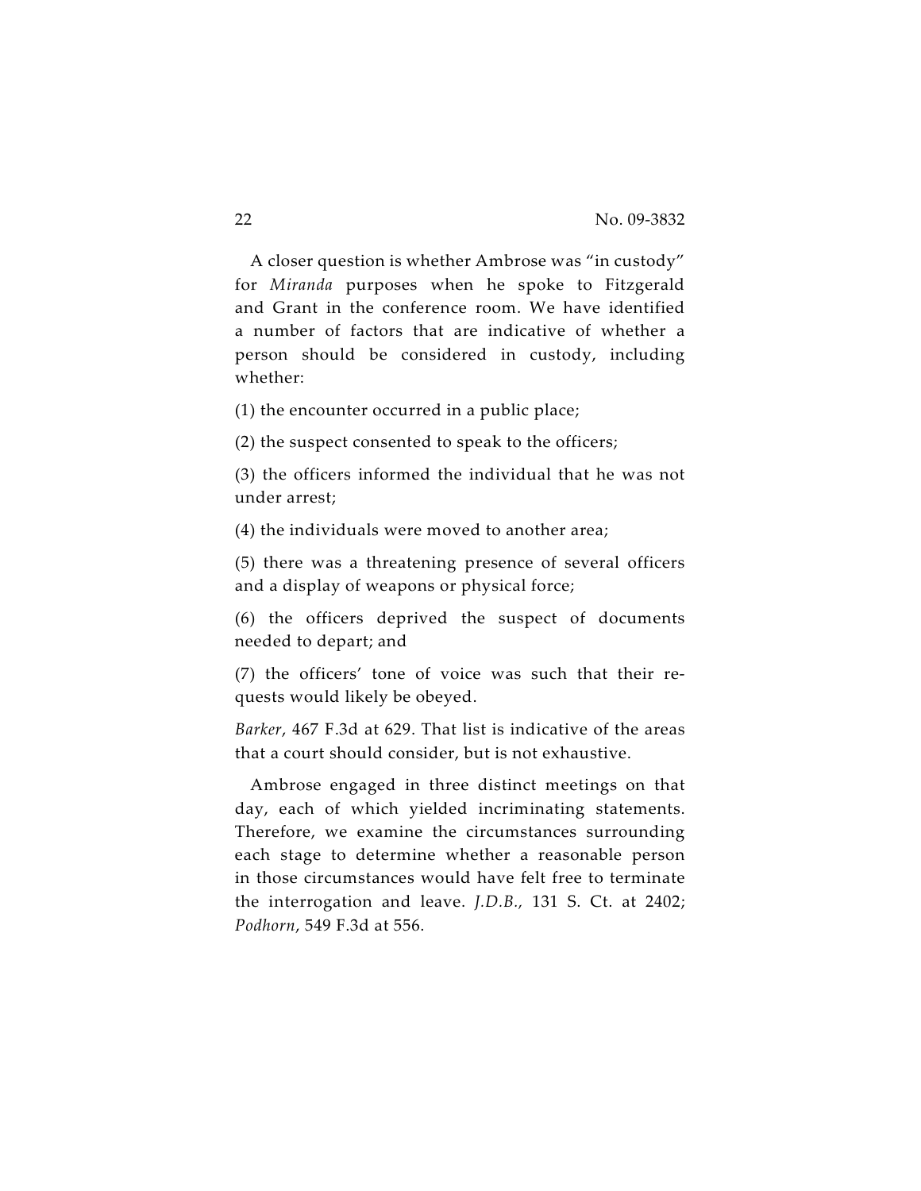A closer question is whether Ambrose was "in custody" for *Miranda* purposes when he spoke to Fitzgerald and Grant in the conference room. We have identified a number of factors that are indicative of whether a person should be considered in custody, including whether:

(1) the encounter occurred in a public place;

(2) the suspect consented to speak to the officers;

(3) the officers informed the individual that he was not under arrest;

(4) the individuals were moved to another area;

(5) there was a threatening presence of several officers and a display of weapons or physical force;

(6) the officers deprived the suspect of documents needed to depart; and

(7) the officers' tone of voice was such that their requests would likely be obeyed.

*Barker*, 467 F.3d at 629. That list is indicative of the areas that a court should consider, but is not exhaustive.

Ambrose engaged in three distinct meetings on that day, each of which yielded incriminating statements. Therefore, we examine the circumstances surrounding each stage to determine whether a reasonable person in those circumstances would have felt free to terminate the interrogation and leave. *J.D.B.*, 131 S. Ct. at 2402; *Podhorn*, 549 F.3d at 556.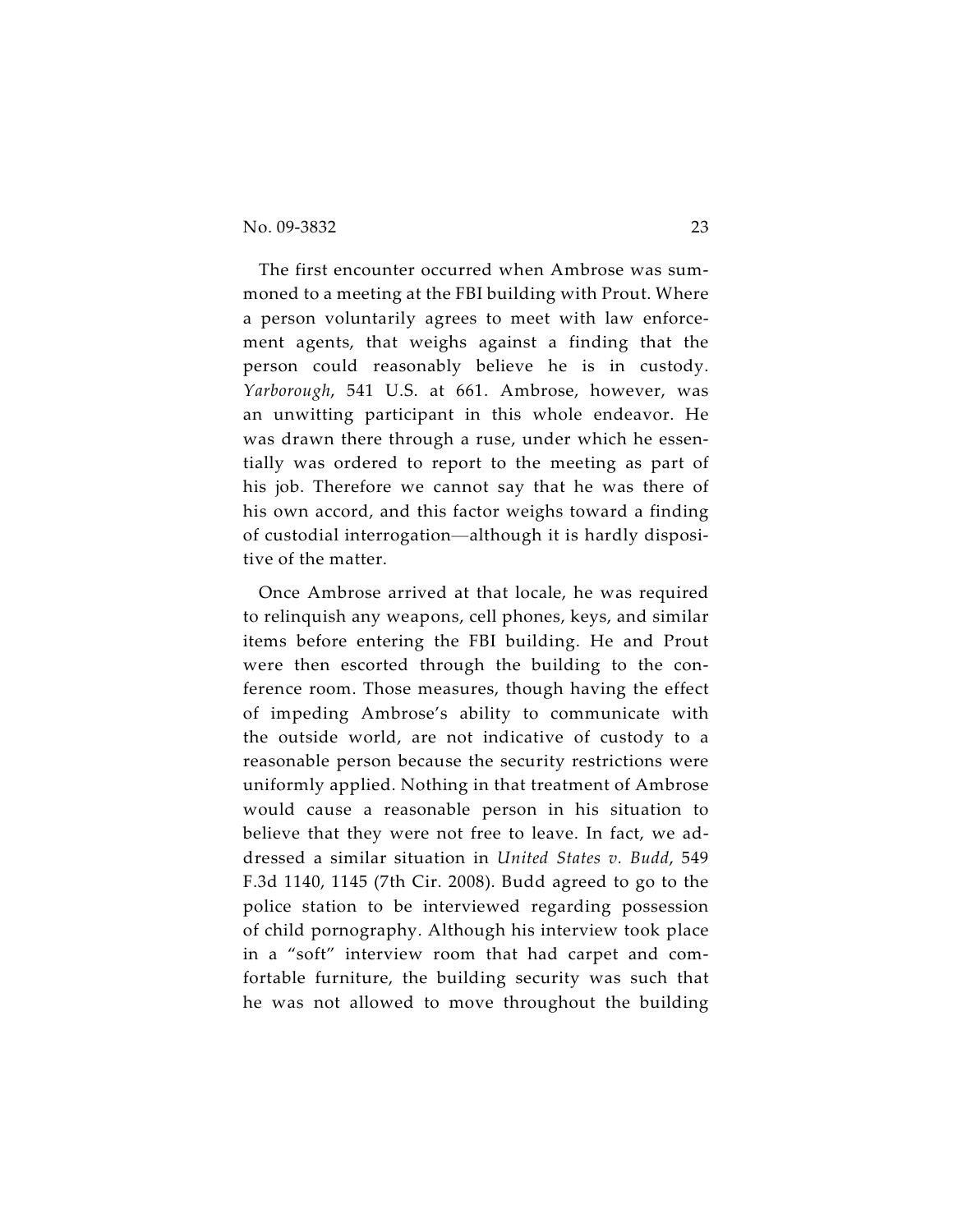The first encounter occurred when Ambrose was summoned to a meeting at the FBI building with Prout. Where a person voluntarily agrees to meet with law enforcement agents, that weighs against a finding that the person could reasonably believe he is in custody. *Yarborough*, 541 U.S. at 661. Ambrose, however, was an unwitting participant in this whole endeavor. He was drawn there through a ruse, under which he essentially was ordered to report to the meeting as part of his job. Therefore we cannot say that he was there of his own accord, and this factor weighs toward a finding of custodial interrogation—although it is hardly dispositive of the matter.

Once Ambrose arrived at that locale, he was required to relinquish any weapons, cell phones, keys, and similar items before entering the FBI building. He and Prout were then escorted through the building to the conference room. Those measures, though having the effect of impeding Ambrose's ability to communicate with the outside world, are not indicative of custody to a reasonable person because the security restrictions were uniformly applied. Nothing in that treatment of Ambrose would cause a reasonable person in his situation to believe that they were not free to leave. In fact, we addressed a similar situation in *United States v. Budd*, 549 F.3d 1140, 1145 (7th Cir. 2008). Budd agreed to go to the police station to be interviewed regarding possession of child pornography. Although his interview took place in a "soft" interview room that had carpet and comfortable furniture, the building security was such that he was not allowed to move throughout the building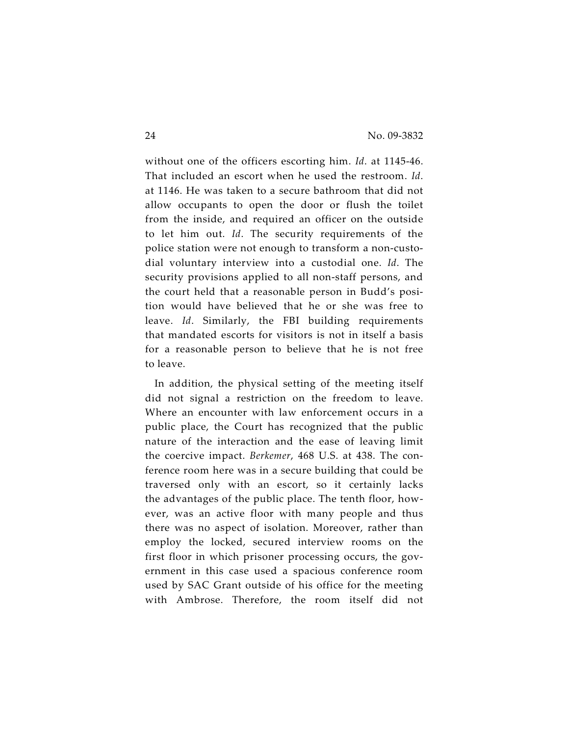without one of the officers escorting him. *Id*. at 1145-46. That included an escort when he used the restroom. *Id*. at 1146. He was taken to a secure bathroom that did not allow occupants to open the door or flush the toilet from the inside, and required an officer on the outside to let him out. *Id*. The security requirements of the police station were not enough to transform a non-custodial voluntary interview into a custodial one. *Id*. The security provisions applied to all non-staff persons, and the court held that a reasonable person in Budd's position would have believed that he or she was free to leave. *Id*. Similarly, the FBI building requirements that mandated escorts for visitors is not in itself a basis for a reasonable person to believe that he is not free to leave.

In addition, the physical setting of the meeting itself did not signal a restriction on the freedom to leave. Where an encounter with law enforcement occurs in a public place, the Court has recognized that the public nature of the interaction and the ease of leaving limit the coercive impact. *Berkemer*, 468 U.S. at 438. The conference room here was in a secure building that could be traversed only with an escort, so it certainly lacks the advantages of the public place. The tenth floor, however, was an active floor with many people and thus there was no aspect of isolation. Moreover, rather than employ the locked, secured interview rooms on the first floor in which prisoner processing occurs, the government in this case used a spacious conference room used by SAC Grant outside of his office for the meeting with Ambrose. Therefore, the room itself did not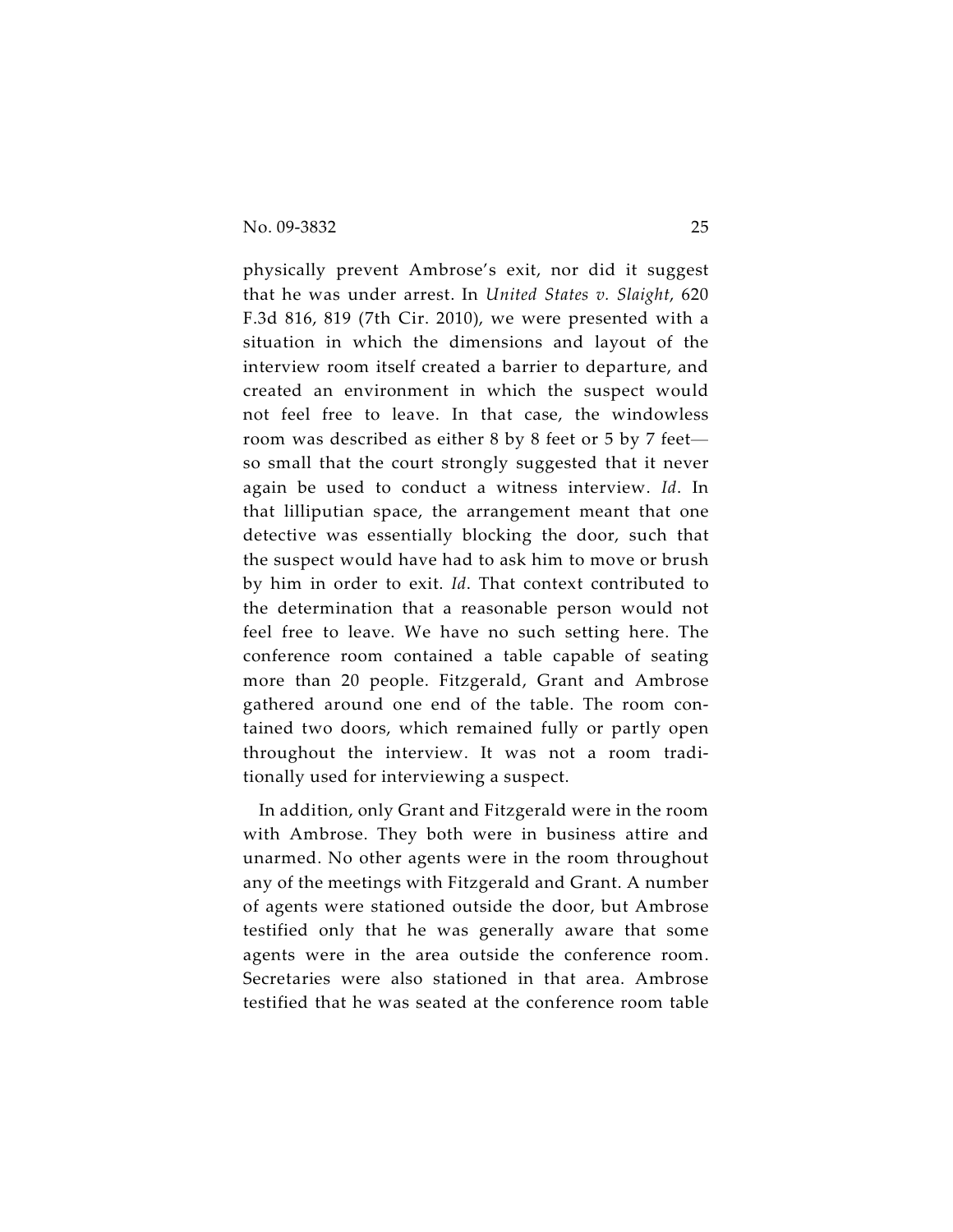physically prevent Ambrose's exit, nor did it suggest that he was under arrest. In *United States v. Slaight*, 620 F.3d 816, 819 (7th Cir. 2010), we were presented with a situation in which the dimensions and layout of the interview room itself created a barrier to departure, and created an environment in which the suspect would not feel free to leave. In that case, the windowless room was described as either 8 by 8 feet or 5 by 7 feet— so small that the court strongly suggested that it never again be used to conduct a witness interview. *Id*. In that lilliputian space, the arrangement meant that one detective was essentially blocking the door, such that the suspect would have had to ask him to move or brush by him in order to exit. *Id*. That context contributed to the determination that a reasonable person would not feel free to leave. We have no such setting here. The conference room contained a table capable of seating more than 20 people. Fitzgerald, Grant and Ambrose gathered around one end of the table. The room contained two doors, which remained fully or partly open throughout the interview. It was not a room traditionally used for interviewing a suspect.

In addition, only Grant and Fitzgerald were in the room with Ambrose. They both were in business attire and unarmed. No other agents were in the room throughout any of the meetings with Fitzgerald and Grant. A number of agents were stationed outside the door, but Ambrose testified only that he was generally aware that some agents were in the area outside the conference room. Secretaries were also stationed in that area. Ambrose testified that he was seated at the conference room table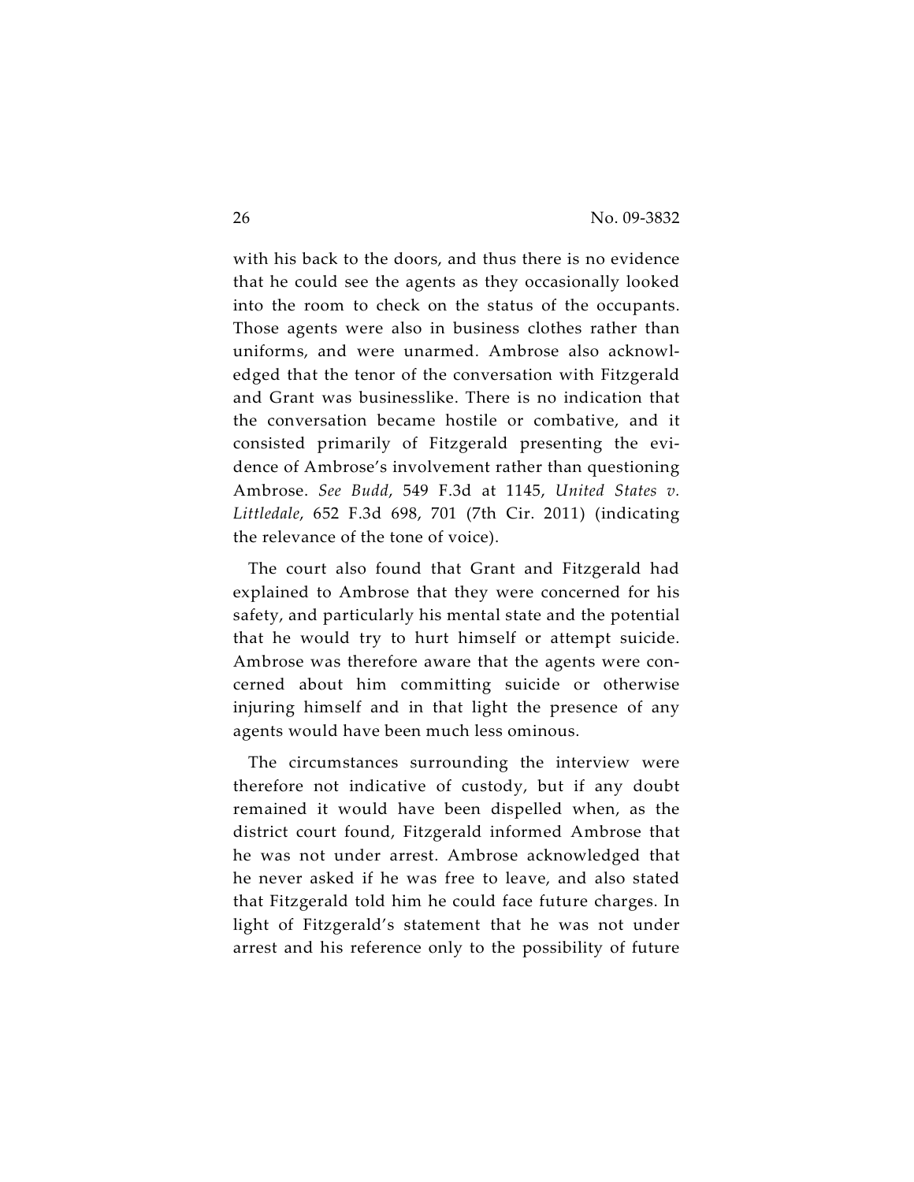with his back to the doors, and thus there is no evidence that he could see the agents as they occasionally looked into the room to check on the status of the occupants. Those agents were also in business clothes rather than uniforms, and were unarmed. Ambrose also acknowledged that the tenor of the conversation with Fitzgerald and Grant was businesslike. There is no indication that the conversation became hostile or combative, and it consisted primarily of Fitzgerald presenting the evidence of Ambrose's involvement rather than questioning Ambrose. *See Budd*, 549 F.3d at 1145, *United States v. Littledale*, 652 F.3d 698, 701 (7th Cir. 2011) (indicating the relevance of the tone of voice).

The court also found that Grant and Fitzgerald had explained to Ambrose that they were concerned for his safety, and particularly his mental state and the potential that he would try to hurt himself or attempt suicide. Ambrose was therefore aware that the agents were concerned about him committing suicide or otherwise injuring himself and in that light the presence of any agents would have been much less ominous.

The circumstances surrounding the interview were therefore not indicative of custody, but if any doubt remained it would have been dispelled when, as the district court found, Fitzgerald informed Ambrose that he was not under arrest. Ambrose acknowledged that he never asked if he was free to leave, and also stated that Fitzgerald told him he could face future charges. In light of Fitzgerald's statement that he was not under arrest and his reference only to the possibility of future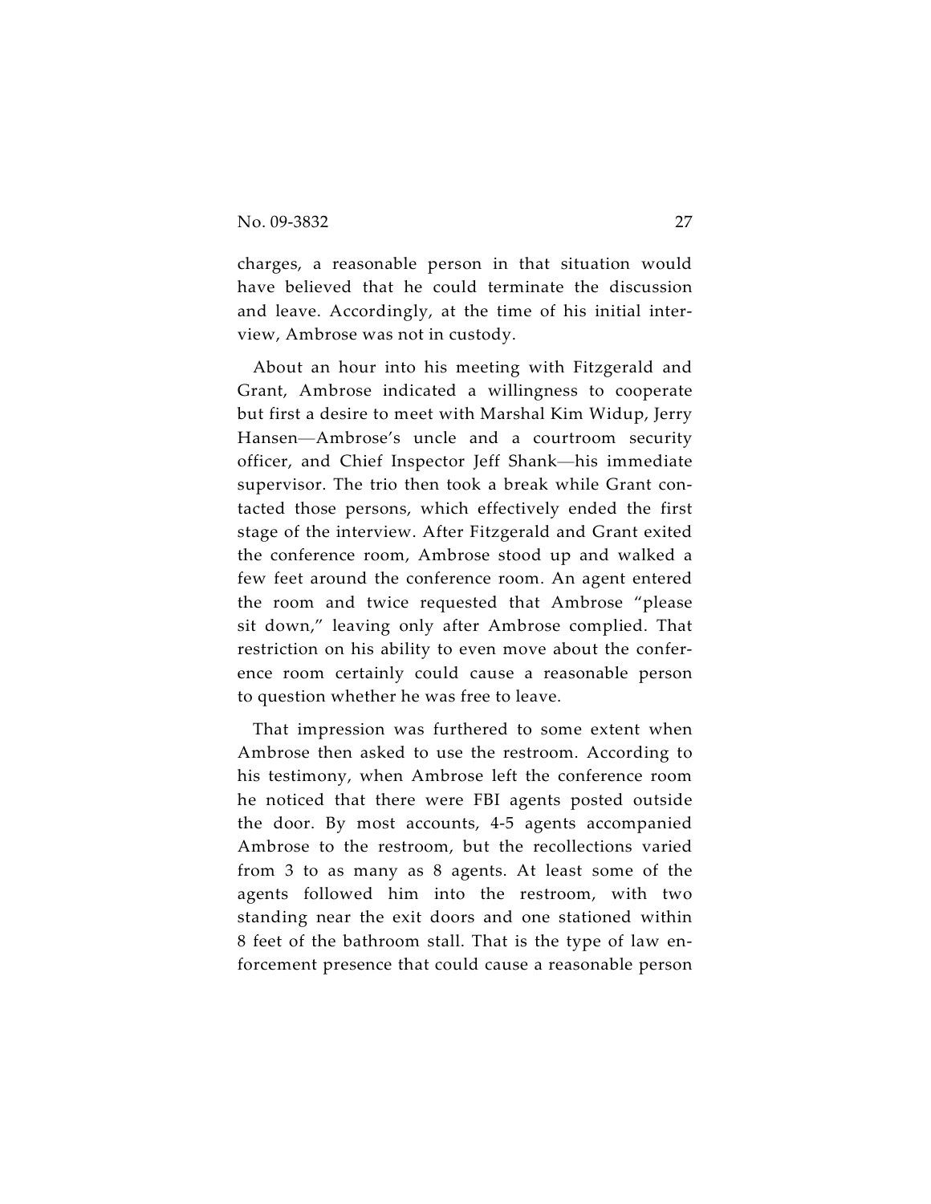charges, a reasonable person in that situation would have believed that he could terminate the discussion and leave. Accordingly, at the time of his initial interview, Ambrose was not in custody.

About an hour into his meeting with Fitzgerald and Grant, Ambrose indicated a willingness to cooperate but first a desire to meet with Marshal Kim Widup, Jerry Hansen—Ambrose's uncle and a courtroom security officer, and Chief Inspector Jeff Shank—his immediate supervisor. The trio then took a break while Grant contacted those persons, which effectively ended the first stage of the interview. After Fitzgerald and Grant exited the conference room, Ambrose stood up and walked a few feet around the conference room. An agent entered the room and twice requested that Ambrose "please sit down," leaving only after Ambrose complied. That restriction on his ability to even move about the conference room certainly could cause a reasonable person to question whether he was free to leave.

That impression was furthered to some extent when Ambrose then asked to use the restroom. According to his testimony, when Ambrose left the conference room he noticed that there were FBI agents posted outside the door. By most accounts, 4-5 agents accompanied Ambrose to the restroom, but the recollections varied from 3 to as many as 8 agents. At least some of the agents followed him into the restroom, with two standing near the exit doors and one stationed within 8 feet of the bathroom stall. That is the type of law enforcement presence that could cause a reasonable person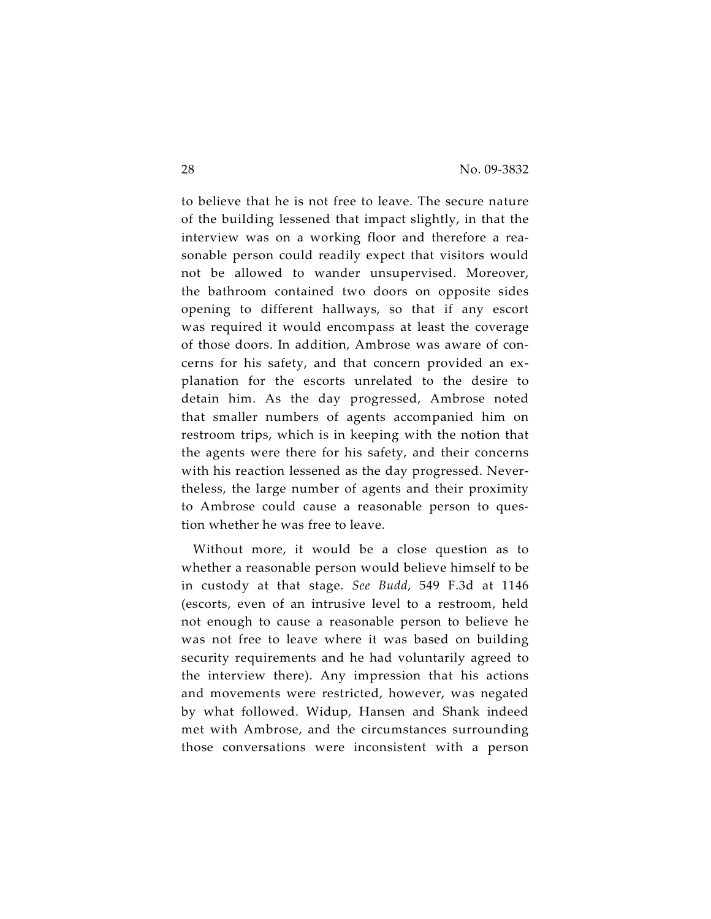to believe that he is not free to leave. The secure nature of the building lessened that impact slightly, in that the interview was on a working floor and therefore a reasonable person could readily expect that visitors would not be allowed to wander unsupervised. Moreover, the bathroom contained two doors on opposite sides opening to different hallways, so that if any escort was required it would encompass at least the coverage of those doors. In addition, Ambrose was aware of concerns for his safety, and that concern provided an explanation for the escorts unrelated to the desire to detain him. As the day progressed, Ambrose noted that smaller numbers of agents accompanied him on restroom trips, which is in keeping with the notion that the agents were there for his safety, and their concerns with his reaction lessened as the day progressed. Nevertheless, the large number of agents and their proximity to Ambrose could cause a reasonable person to question whether he was free to leave.

Without more, it would be a close question as to whether a reasonable person would believe himself to be in custody at that stage. *See Budd*, 549 F.3d at 1146 (escorts, even of an intrusive level to a restroom, held not enough to cause a reasonable person to believe he was not free to leave where it was based on building security requirements and he had voluntarily agreed to the interview there). Any impression that his actions and movements were restricted, however, was negated by what followed. Widup, Hansen and Shank indeed met with Ambrose, and the circumstances surrounding those conversations were inconsistent with a person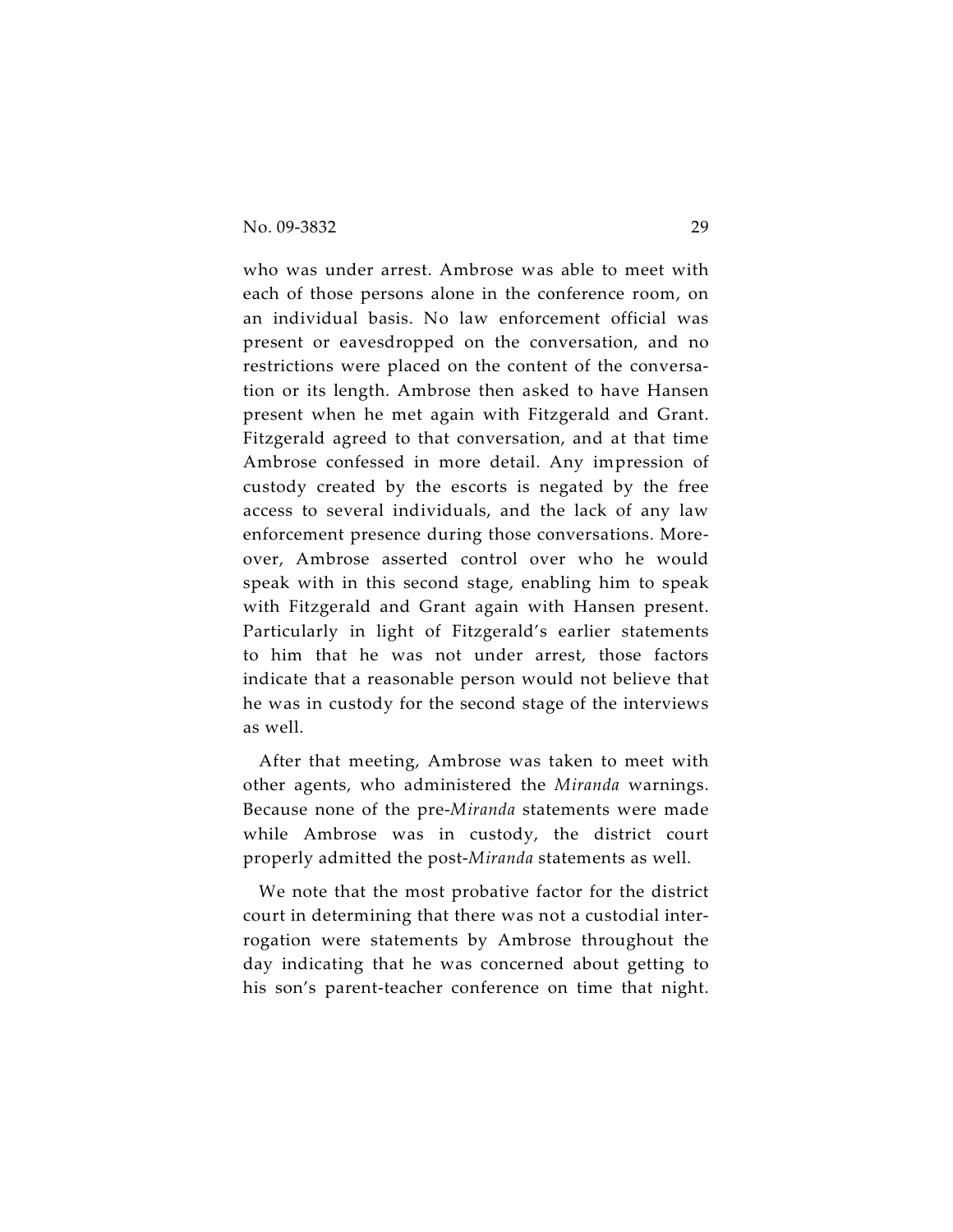who was under arrest. Ambrose was able to meet with each of those persons alone in the conference room, on an individual basis. No law enforcement official was present or eavesdropped on the conversation, and no restrictions were placed on the content of the conversation or its length. Ambrose then asked to have Hansen present when he met again with Fitzgerald and Grant. Fitzgerald agreed to that conversation, and at that time Ambrose confessed in more detail. Any impression of custody created by the escorts is negated by the free access to several individuals, and the lack of any law enforcement presence during those conversations. Moreover, Ambrose asserted control over who he would speak with in this second stage, enabling him to speak with Fitzgerald and Grant again with Hansen present. Particularly in light of Fitzgerald's earlier statements to him that he was not under arrest, those factors indicate that a reasonable person would not believe that he was in custody for the second stage of the interviews as well.

After that meeting, Ambrose was taken to meet with other agents, who administered the *Miranda* warnings. Because none of the pre-*Miranda* statements were made while Ambrose was in custody, the district court properly admitted the post-*Miranda* statements as well.

We note that the most probative factor for the district court in determining that there was not a custodial interrogation were statements by Ambrose throughout the day indicating that he was concerned about getting to his son's parent-teacher conference on time that night.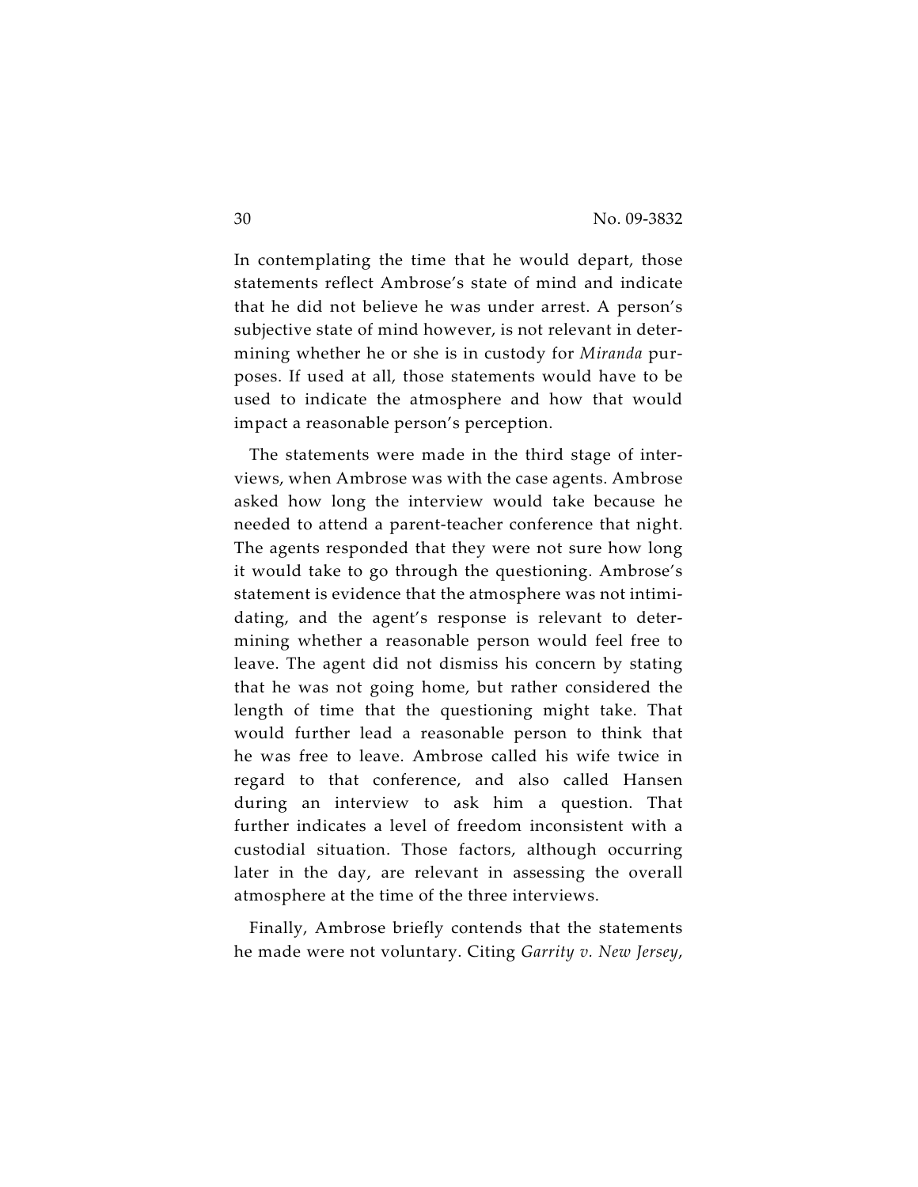In contemplating the time that he would depart, those statements reflect Ambrose's state of mind and indicate that he did not believe he was under arrest. A person's subjective state of mind however, is not relevant in determining whether he or she is in custody for *Miranda* purposes. If used at all, those statements would have to be used to indicate the atmosphere and how that would impact a reasonable person's perception.

The statements were made in the third stage of interviews, when Ambrose was with the case agents. Ambrose asked how long the interview would take because he needed to attend a parent-teacher conference that night. The agents responded that they were not sure how long it would take to go through the questioning. Ambrose's statement is evidence that the atmosphere was not intimidating, and the agent's response is relevant to determining whether a reasonable person would feel free to leave. The agent did not dismiss his concern by stating that he was not going home, but rather considered the length of time that the questioning might take. That would further lead a reasonable person to think that he was free to leave. Ambrose called his wife twice in regard to that conference, and also called Hansen during an interview to ask him a question. That further indicates a level of freedom inconsistent with a custodial situation. Those factors, although occurring later in the day, are relevant in assessing the overall atmosphere at the time of the three interviews.

Finally, Ambrose briefly contends that the statements he made were not voluntary. Citing *Garrity v. New Jersey*,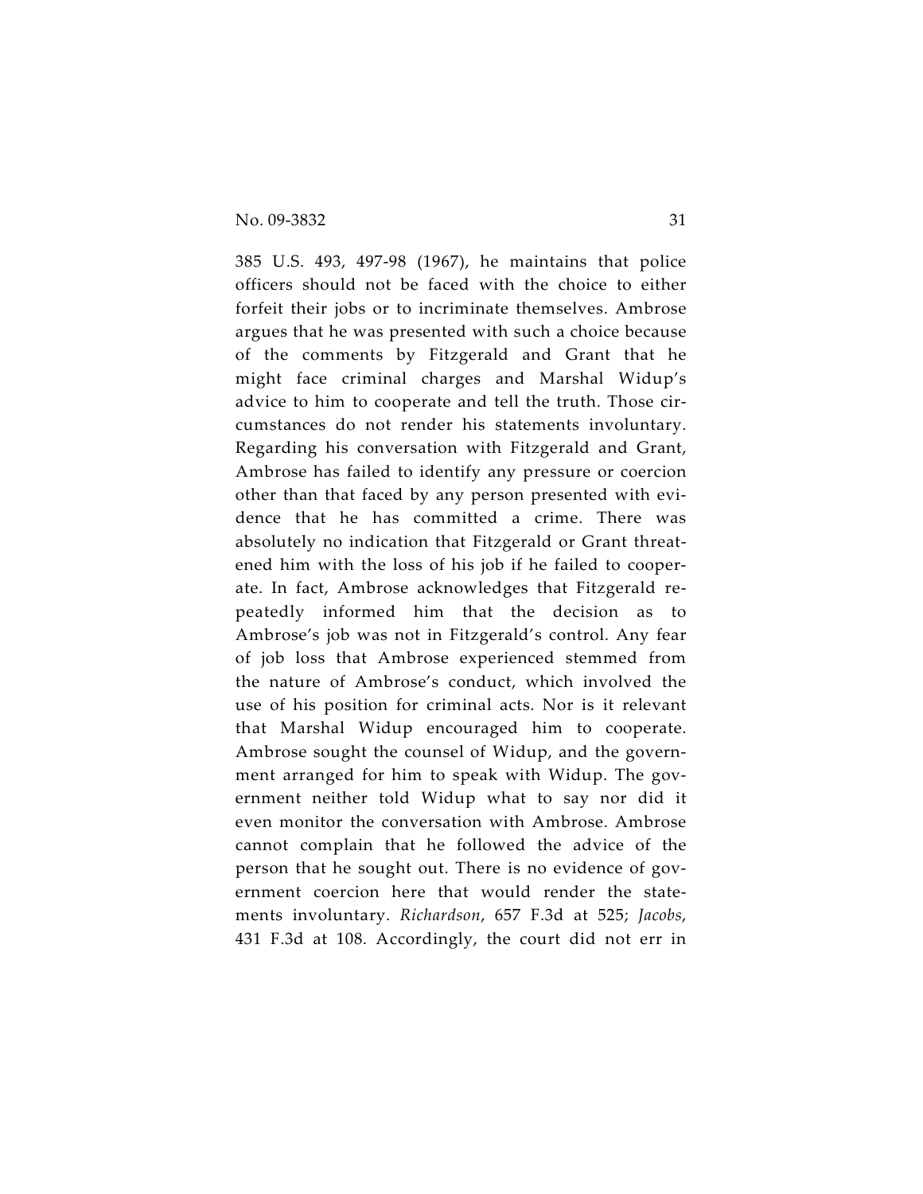385 U.S. 493, 497-98 (1967), he maintains that police officers should not be faced with the choice to either forfeit their jobs or to incriminate themselves. Ambrose argues that he was presented with such a choice because of the comments by Fitzgerald and Grant that he might face criminal charges and Marshal Widup's advice to him to cooperate and tell the truth. Those circumstances do not render his statements involuntary. Regarding his conversation with Fitzgerald and Grant, Ambrose has failed to identify any pressure or coercion other than that faced by any person presented with evidence that he has committed a crime. There was absolutely no indication that Fitzgerald or Grant threatened him with the loss of his job if he failed to cooperate. In fact, Ambrose acknowledges that Fitzgerald repeatedly informed him that the decision as to Ambrose's job was not in Fitzgerald's control. Any fear of job loss that Ambrose experienced stemmed from the nature of Ambrose's conduct, which involved the use of his position for criminal acts. Nor is it relevant that Marshal Widup encouraged him to cooperate. Ambrose sought the counsel of Widup, and the government arranged for him to speak with Widup. The government neither told Widup what to say nor did it even monitor the conversation with Ambrose. Ambrose cannot complain that he followed the advice of the person that he sought out. There is no evidence of government coercion here that would render the statements involuntary. *Richardson*, 657 F.3d at 525; *Jacobs*, 431 F.3d at 108. Accordingly, the court did not err in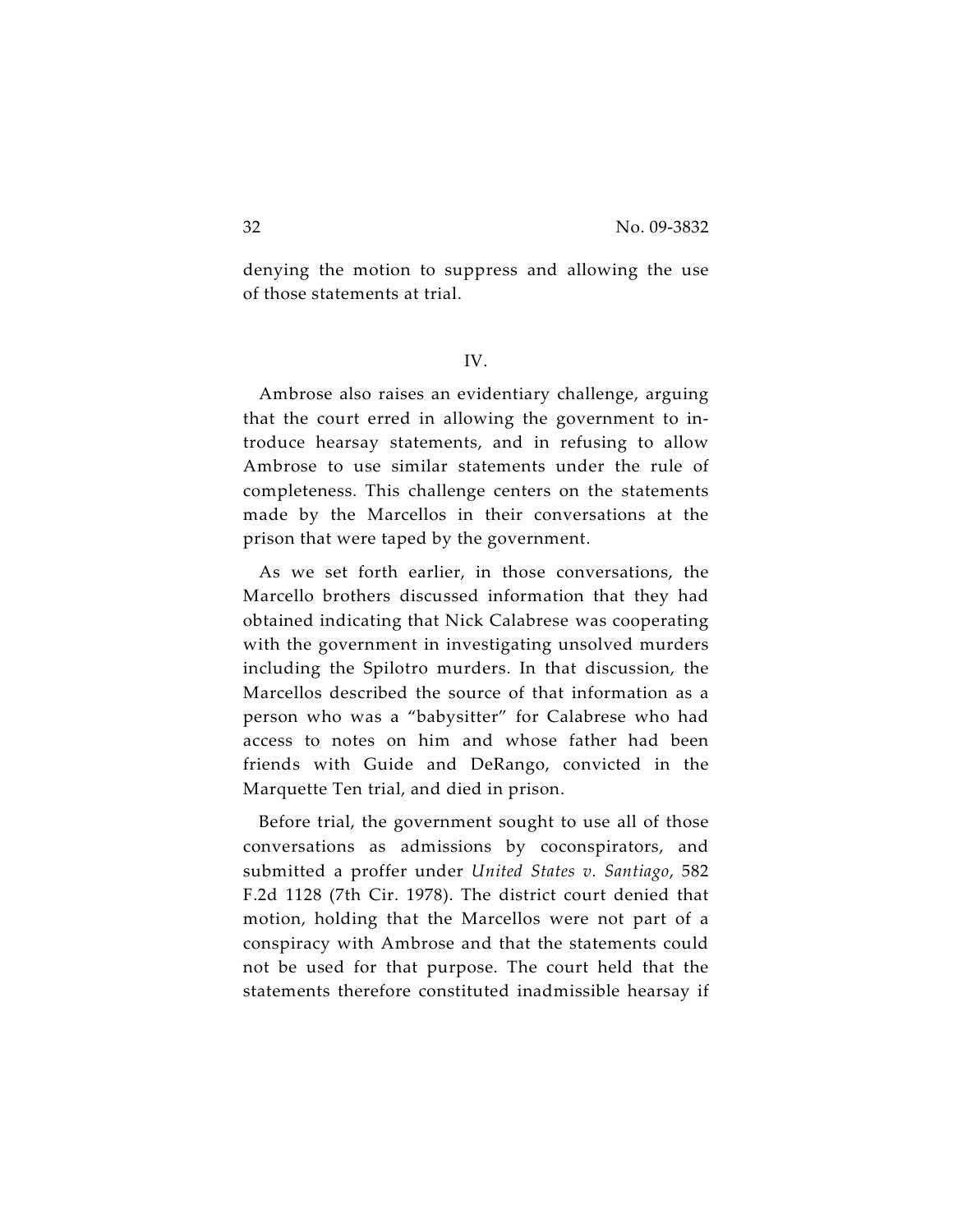denying the motion to suppress and allowing the use of those statements at trial.

IV.

Ambrose also raises an evidentiary challenge, arguing that the court erred in allowing the government to introduce hearsay statements, and in refusing to allow Ambrose to use similar statements under the rule of completeness. This challenge centers on the statements made by the Marcellos in their conversations at the prison that were taped by the government.

As we set forth earlier, in those conversations, the Marcello brothers discussed information that they had obtained indicating that Nick Calabrese was cooperating with the government in investigating unsolved murders including the Spilotro murders. In that discussion, the Marcellos described the source of that information as a person who was a "babysitter" for Calabrese who had access to notes on him and whose father had been friends with Guide and DeRango, convicted in the Marquette Ten trial, and died in prison.

Before trial, the government sought to use all of those conversations as admissions by coconspirators, and submitted a proffer under *United States v. Santiago*, 582 F.2d 1128 (7th Cir. 1978). The district court denied that motion, holding that the Marcellos were not part of a conspiracy with Ambrose and that the statements could not be used for that purpose. The court held that the statements therefore constituted inadmissible hearsay if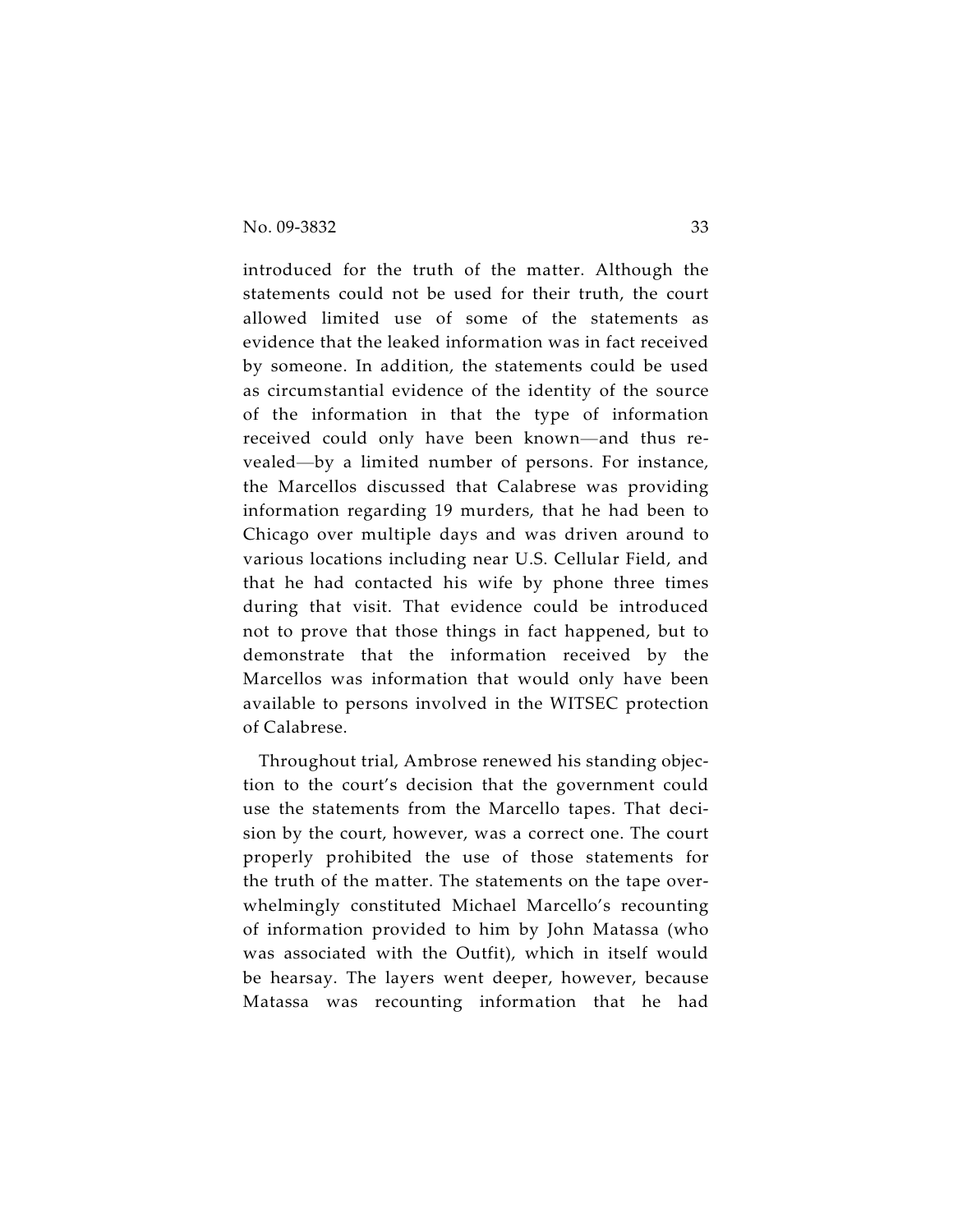introduced for the truth of the matter. Although the statements could not be used for their truth, the court allowed limited use of some of the statements as evidence that the leaked information was in fact received by someone. In addition, the statements could be used as circumstantial evidence of the identity of the source of the information in that the type of information received could only have been known—and thus revealed—by a limited number of persons. For instance, the Marcellos discussed that Calabrese was providing information regarding 19 murders, that he had been to Chicago over multiple days and was driven around to various locations including near U.S. Cellular Field, and that he had contacted his wife by phone three times during that visit. That evidence could be introduced not to prove that those things in fact happened, but to demonstrate that the information received by the Marcellos was information that would only have been available to persons involved in the WITSEC protection of Calabrese.

Throughout trial, Ambrose renewed his standing objection to the court's decision that the government could use the statements from the Marcello tapes. That decision by the court, however, was a correct one. The court properly prohibited the use of those statements for the truth of the matter. The statements on the tape overwhelmingly constituted Michael Marcello's recounting of information provided to him by John Matassa (who was associated with the Outfit), which in itself would be hearsay. The layers went deeper, however, because Matassa was recounting information that he had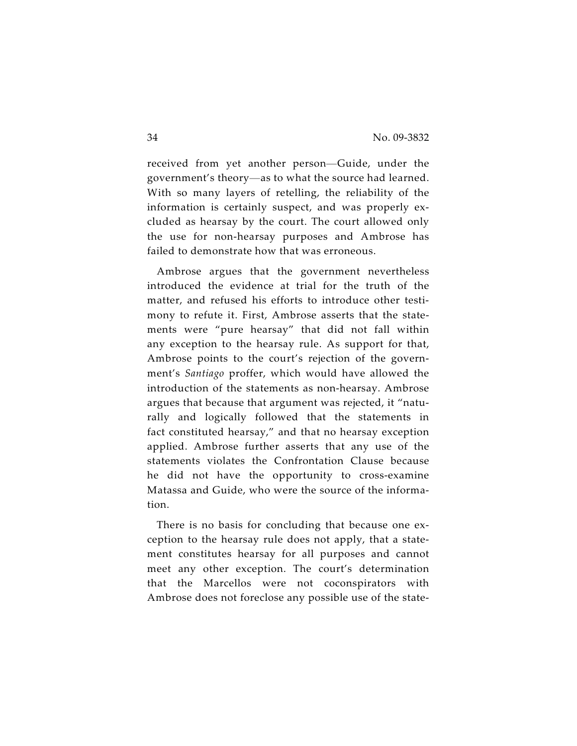received from yet another person—Guide, under the government's theory—as to what the source had learned. With so many layers of retelling, the reliability of the information is certainly suspect, and was properly excluded as hearsay by the court. The court allowed only the use for non-hearsay purposes and Ambrose has failed to demonstrate how that was erroneous.

Ambrose argues that the government nevertheless introduced the evidence at trial for the truth of the matter, and refused his efforts to introduce other testimony to refute it. First, Ambrose asserts that the statements were "pure hearsay" that did not fall within any exception to the hearsay rule. As support for that, Ambrose points to the court's rejection of the government's *Santiago* proffer, which would have allowed the introduction of the statements as non-hearsay. Ambrose argues that because that argument was rejected, it "naturally and logically followed that the statements in fact constituted hearsay," and that no hearsay exception applied. Ambrose further asserts that any use of the statements violates the Confrontation Clause because he did not have the opportunity to cross-examine Matassa and Guide, who were the source of the information.

There is no basis for concluding that because one exception to the hearsay rule does not apply, that a statement constitutes hearsay for all purposes and cannot meet any other exception. The court's determination that the Marcellos were not coconspirators with Ambrose does not foreclose any possible use of the state-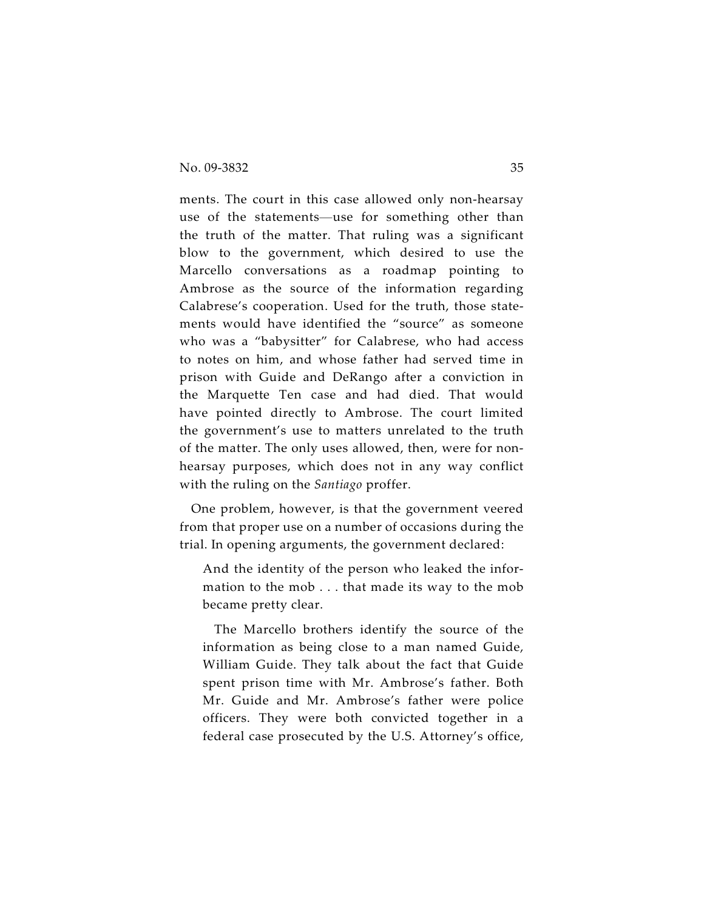ments. The court in this case allowed only non-hearsay use of the statements—use for something other than the truth of the matter. That ruling was a significant blow to the government, which desired to use the Marcello conversations as a roadmap pointing to Ambrose as the source of the information regarding Calabrese's cooperation. Used for the truth, those statements would have identified the "source" as someone who was a "babysitter" for Calabrese, who had access to notes on him, and whose father had served time in prison with Guide and DeRango after a conviction in the Marquette Ten case and had died. That would have pointed directly to Ambrose. The court limited the government's use to matters unrelated to the truth of the matter. The only uses allowed, then, were for non-hearsay purposes, which does not in any way conflict with the ruling on the *Santiago* proffer.

One problem, however, is that the government veered from that proper use on a number of occasions during the trial. In opening arguments, the government declared:

> And the identity of the person who leaked the information to the mob . . . that made its way to the mob became pretty clear.
>
> The Marcello brothers identify the source of the information as being close to a man named Guide, William Guide. They talk about the fact that Guide spent prison time with Mr. Ambrose's father. Both Mr. Guide and Mr. Ambrose's father were police officers. They were both convicted together in a federal case prosecuted by the U.S. Attorney's office,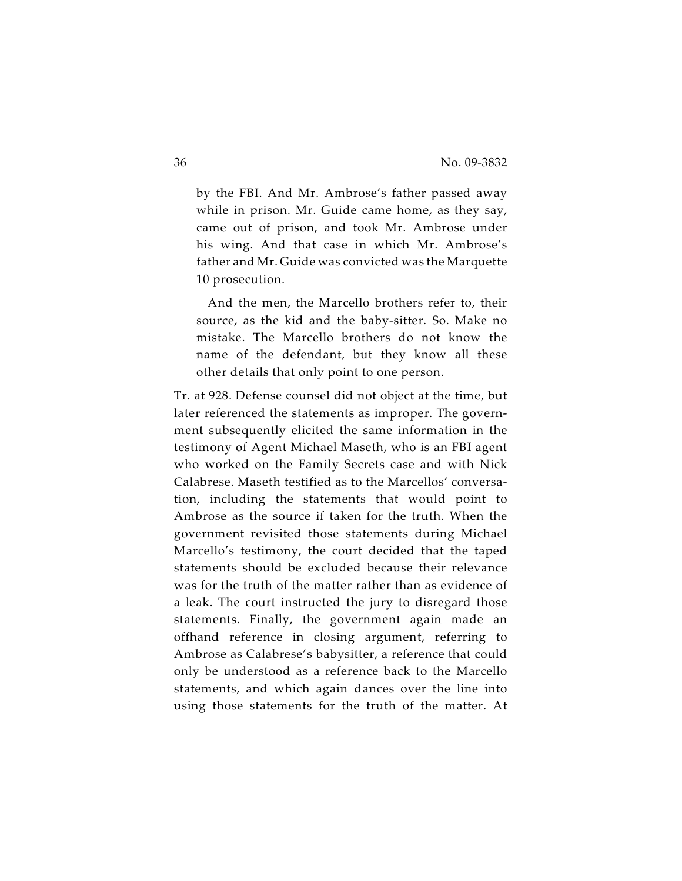> by the FBI. And Mr. Ambrose's father passed away while in prison. Mr. Guide came home, as they say, came out of prison, and took Mr. Ambrose under his wing. And that case in which Mr. Ambrose's father and Mr. Guide was convicted was the Marquette 10 prosecution.
>
> And the men, the Marcello brothers refer to, their source, as the kid and the baby-sitter. So. Make no mistake. The Marcello brothers do not know the name of the defendant, but they know all these other details that only point to one person.

Tr. at 928. Defense counsel did not object at the time, but later referenced the statements as improper. The government subsequently elicited the same information in the testimony of Agent Michael Maseth, who is an FBI agent who worked on the Family Secrets case and with Nick Calabrese. Maseth testified as to the Marcellos' conversation, including the statements that would point to Ambrose as the source if taken for the truth. When the government revisited those statements during Michael Marcello's testimony, the court decided that the taped statements should be excluded because their relevance was for the truth of the matter rather than as evidence of a leak. The court instructed the jury to disregard those statements. Finally, the government again made an offhand reference in closing argument, referring to Ambrose as Calabrese's babysitter, a reference that could only be understood as a reference back to the Marcello statements, and which again dances over the line into using those statements for the truth of the matter. At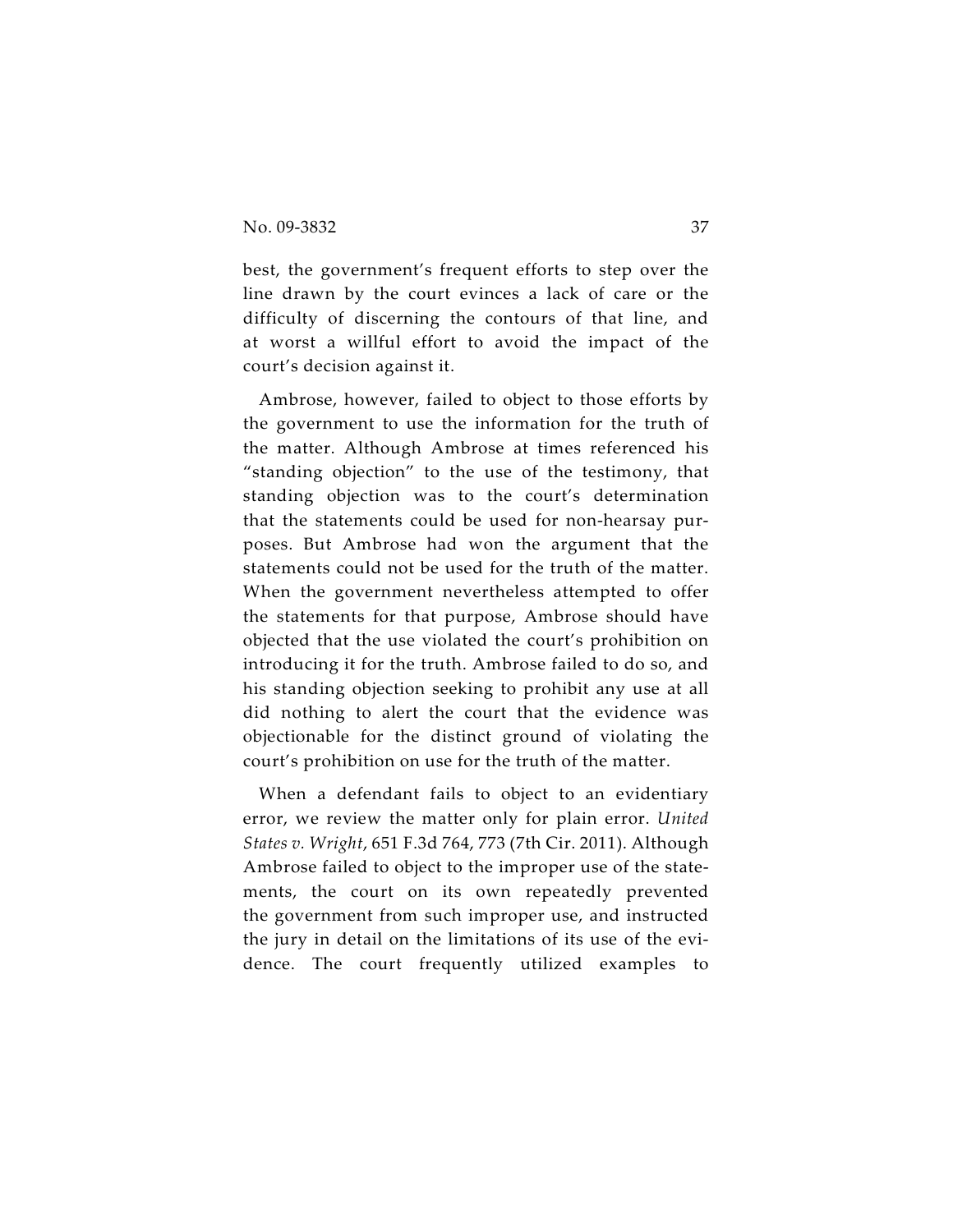best, the government's frequent efforts to step over the line drawn by the court evinces a lack of care or the difficulty of discerning the contours of that line, and at worst a willful effort to avoid the impact of the court's decision against it.

Ambrose, however, failed to object to those efforts by the government to use the information for the truth of the matter. Although Ambrose at times referenced his "standing objection" to the use of the testimony, that standing objection was to the court's determination that the statements could be used for non-hearsay purposes. But Ambrose had won the argument that the statements could not be used for the truth of the matter. When the government nevertheless attempted to offer the statements for that purpose, Ambrose should have objected that the use violated the court's prohibition on introducing it for the truth. Ambrose failed to do so, and his standing objection seeking to prohibit any use at all did nothing to alert the court that the evidence was objectionable for the distinct ground of violating the court's prohibition on use for the truth of the matter.

When a defendant fails to object to an evidentiary error, we review the matter only for plain error. *United States v. Wright*, 651 F.3d 764, 773 (7th Cir. 2011). Although Ambrose failed to object to the improper use of the statements, the court on its own repeatedly prevented the government from such improper use, and instructed the jury in detail on the limitations of its use of the evidence. The court frequently utilized examples to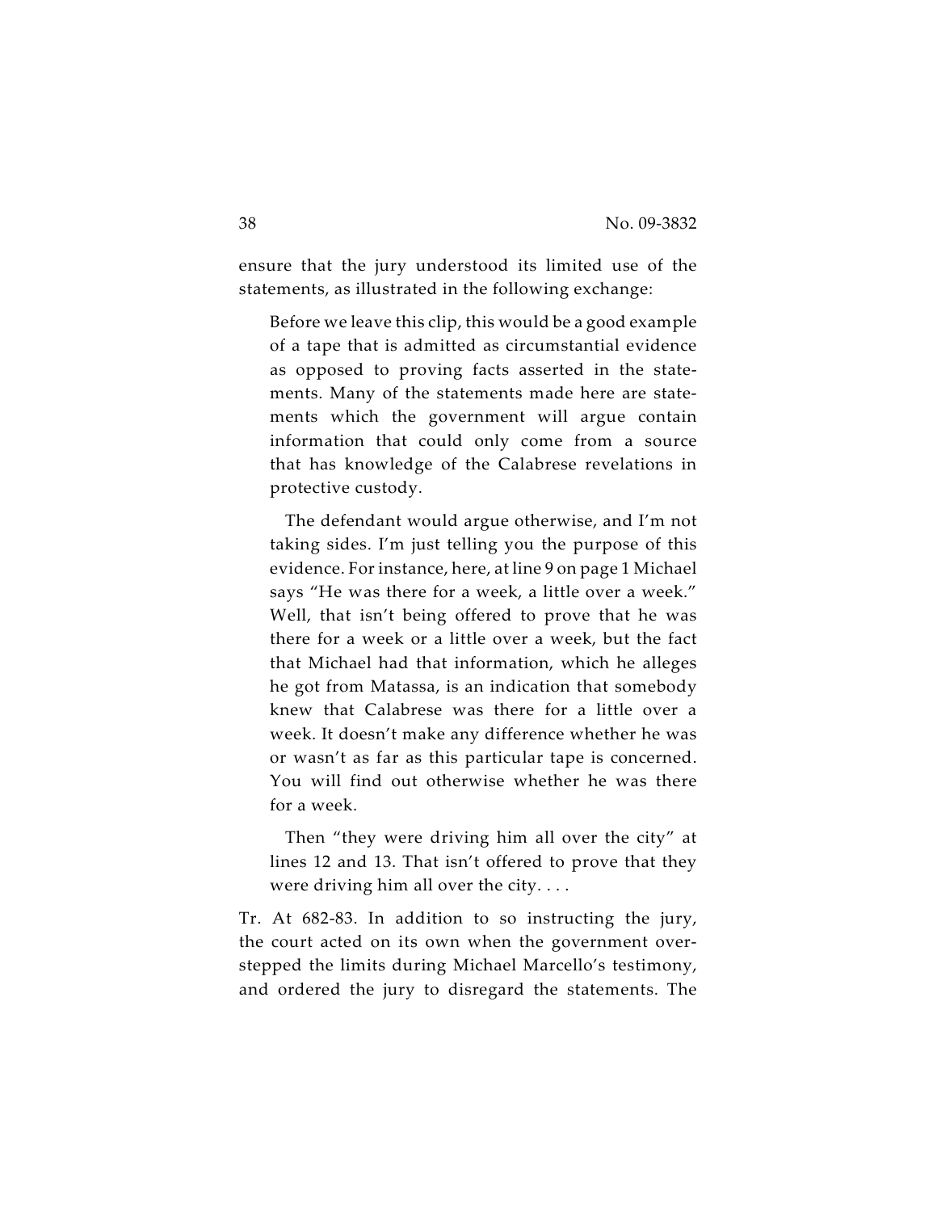ensure that the jury understood its limited use of the statements, as illustrated in the following exchange:

> Before we leave this clip, this would be a good example of a tape that is admitted as circumstantial evidence as opposed to proving facts asserted in the statements. Many of the statements made here are statements which the government will argue contain information that could only come from a source that has knowledge of the Calabrese revelations in protective custody.
>
> The defendant would argue otherwise, and I'm not taking sides. I'm just telling you the purpose of this evidence. For instance, here, at line 9 on page 1 Michael says "He was there for a week, a little over a week." Well, that isn't being offered to prove that he was there for a week or a little over a week, but the fact that Michael had that information, which he alleges he got from Matassa, is an indication that somebody knew that Calabrese was there for a little over a week. It doesn't make any difference whether he was or wasn't as far as this particular tape is concerned. You will find out otherwise whether he was there for a week.
>
> Then "they were driving him all over the city" at lines 12 and 13. That isn't offered to prove that they were driving him all over the city. . . .

Tr. At 682-83. In addition to so instructing the jury, the court acted on its own when the government overstepped the limits during Michael Marcello's testimony, and ordered the jury to disregard the statements. The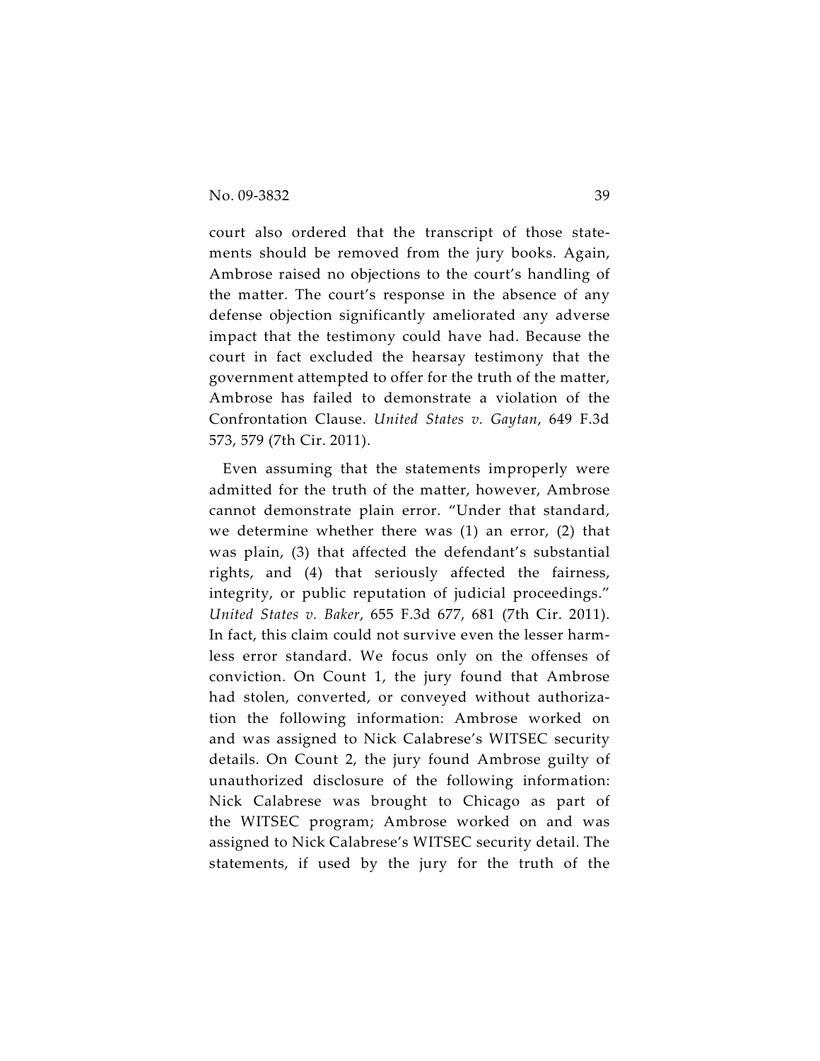court also ordered that the transcript of those statements should be removed from the jury books. Again, Ambrose raised no objections to the court's handling of the matter. The court's response in the absence of any defense objection significantly ameliorated any adverse impact that the testimony could have had. Because the court in fact excluded the hearsay testimony that the government attempted to offer for the truth of the matter, Ambrose has failed to demonstrate a violation of the Confrontation Clause. *United States v. Gaytan*, 649 F.3d 573, 579 (7th Cir. 2011).

Even assuming that the statements improperly were admitted for the truth of the matter, however, Ambrose cannot demonstrate plain error. "Under that standard, we determine whether there was (1) an error, (2) that was plain, (3) that affected the defendant's substantial rights, and (4) that seriously affected the fairness, integrity, or public reputation of judicial proceedings." *United States v. Baker*, 655 F.3d 677, 681 (7th Cir. 2011). In fact, this claim could not survive even the lesser harmless error standard. We focus only on the offenses of conviction. On Count 1, the jury found that Ambrose had stolen, converted, or conveyed without authorization the following information: Ambrose worked on and was assigned to Nick Calabrese's WITSEC security details. On Count 2, the jury found Ambrose guilty of unauthorized disclosure of the following information: Nick Calabrese was brought to Chicago as part of the WITSEC program; Ambrose worked on and was assigned to Nick Calabrese's WITSEC security detail. The statements, if used by the jury for the truth of the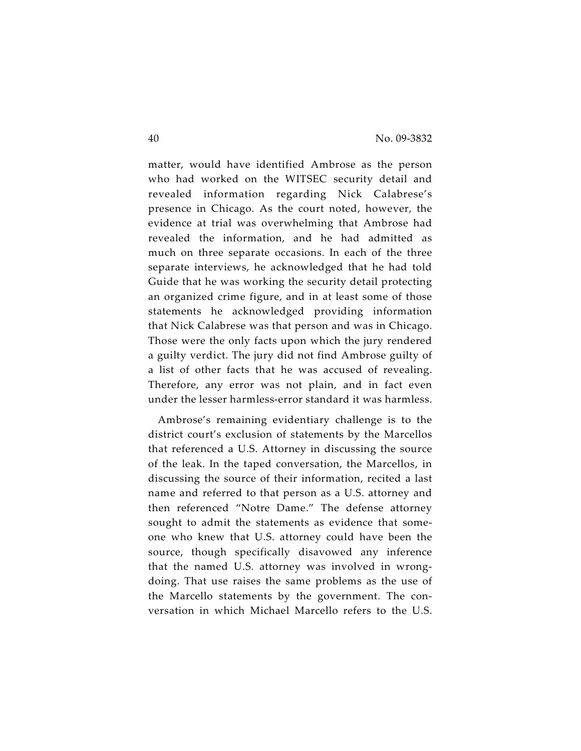matter, would have identified Ambrose as the person who had worked on the WITSEC security detail and revealed information regarding Nick Calabrese's presence in Chicago. As the court noted, however, the evidence at trial was overwhelming that Ambrose had revealed the information, and he had admitted as much on three separate occasions. In each of the three separate interviews, he acknowledged that he had told Guide that he was working the security detail protecting an organized crime figure, and in at least some of those statements he acknowledged providing information that Nick Calabrese was that person and was in Chicago. Those were the only facts upon which the jury rendered a guilty verdict. The jury did not find Ambrose guilty of a list of other facts that he was accused of revealing. Therefore, any error was not plain, and in fact even under the lesser harmless-error standard it was harmless.

Ambrose's remaining evidentiary challenge is to the district court's exclusion of statements by the Marcellos that referenced a U.S. Attorney in discussing the source of the leak. In the taped conversation, the Marcellos, in discussing the source of their information, recited a last name and referred to that person as a U.S. attorney and then referenced "Notre Dame." The defense attorney sought to admit the statements as evidence that someone who knew that U.S. attorney could have been the source, though specifically disavowed any inference that the named U.S. attorney was involved in wrongdoing. That use raises the same problems as the use of the Marcello statements by the government. The conversation in which Michael Marcello refers to the U.S.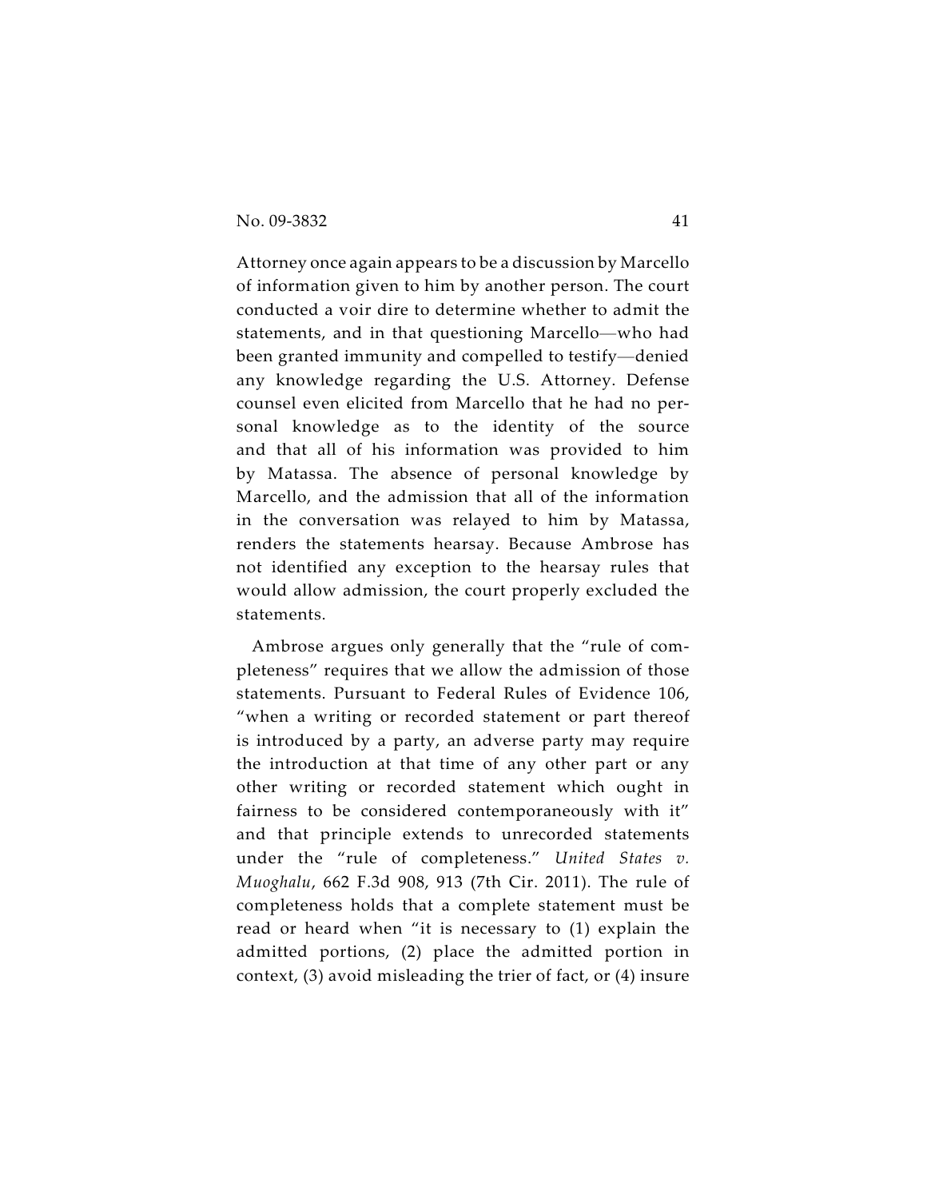Attorney once again appears to be a discussion by Marcello of information given to him by another person. The court conducted a voir dire to determine whether to admit the statements, and in that questioning Marcello—who had been granted immunity and compelled to testify—denied any knowledge regarding the U.S. Attorney. Defense counsel even elicited from Marcello that he had no personal knowledge as to the identity of the source and that all of his information was provided to him by Matassa. The absence of personal knowledge by Marcello, and the admission that all of the information in the conversation was relayed to him by Matassa, renders the statements hearsay. Because Ambrose has not identified any exception to the hearsay rules that would allow admission, the court properly excluded the statements.

Ambrose argues only generally that the "rule of completeness" requires that we allow the admission of those statements. Pursuant to Federal Rules of Evidence 106, "when a writing or recorded statement or part thereof is introduced by a party, an adverse party may require the introduction at that time of any other part or any other writing or recorded statement which ought in fairness to be considered contemporaneously with it" and that principle extends to unrecorded statements under the "rule of completeness." *United States v. Muoghalu*, 662 F.3d 908, 913 (7th Cir. 2011). The rule of completeness holds that a complete statement must be read or heard when "it is necessary to (1) explain the admitted portions, (2) place the admitted portion in context, (3) avoid misleading the trier of fact, or (4) insure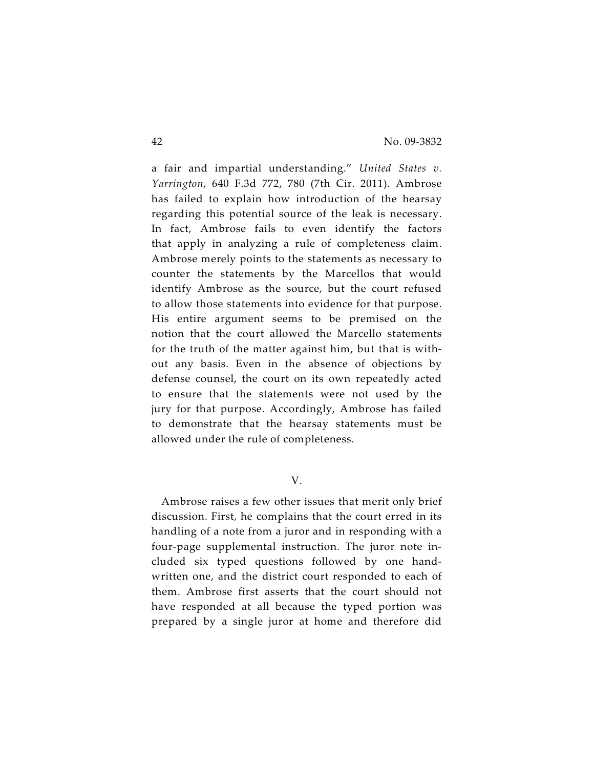a fair and impartial understanding." *United States v. Yarrington*, 640 F.3d 772, 780 (7th Cir. 2011). Ambrose has failed to explain how introduction of the hearsay regarding this potential source of the leak is necessary. In fact, Ambrose fails to even identify the factors that apply in analyzing a rule of completeness claim. Ambrose merely points to the statements as necessary to counter the statements by the Marcellos that would identify Ambrose as the source, but the court refused to allow those statements into evidence for that purpose. His entire argument seems to be premised on the notion that the court allowed the Marcello statements for the truth of the matter against him, but that is without any basis. Even in the absence of objections by defense counsel, the court on its own repeatedly acted to ensure that the statements were not used by the jury for that purpose. Accordingly, Ambrose has failed to demonstrate that the hearsay statements must be allowed under the rule of completeness.

## V.

Ambrose raises a few other issues that merit only brief discussion. First, he complains that the court erred in its handling of a note from a juror and in responding with a four-page supplemental instruction. The juror note included six typed questions followed by one handwritten one, and the district court responded to each of them. Ambrose first asserts that the court should not have responded at all because the typed portion was prepared by a single juror at home and therefore did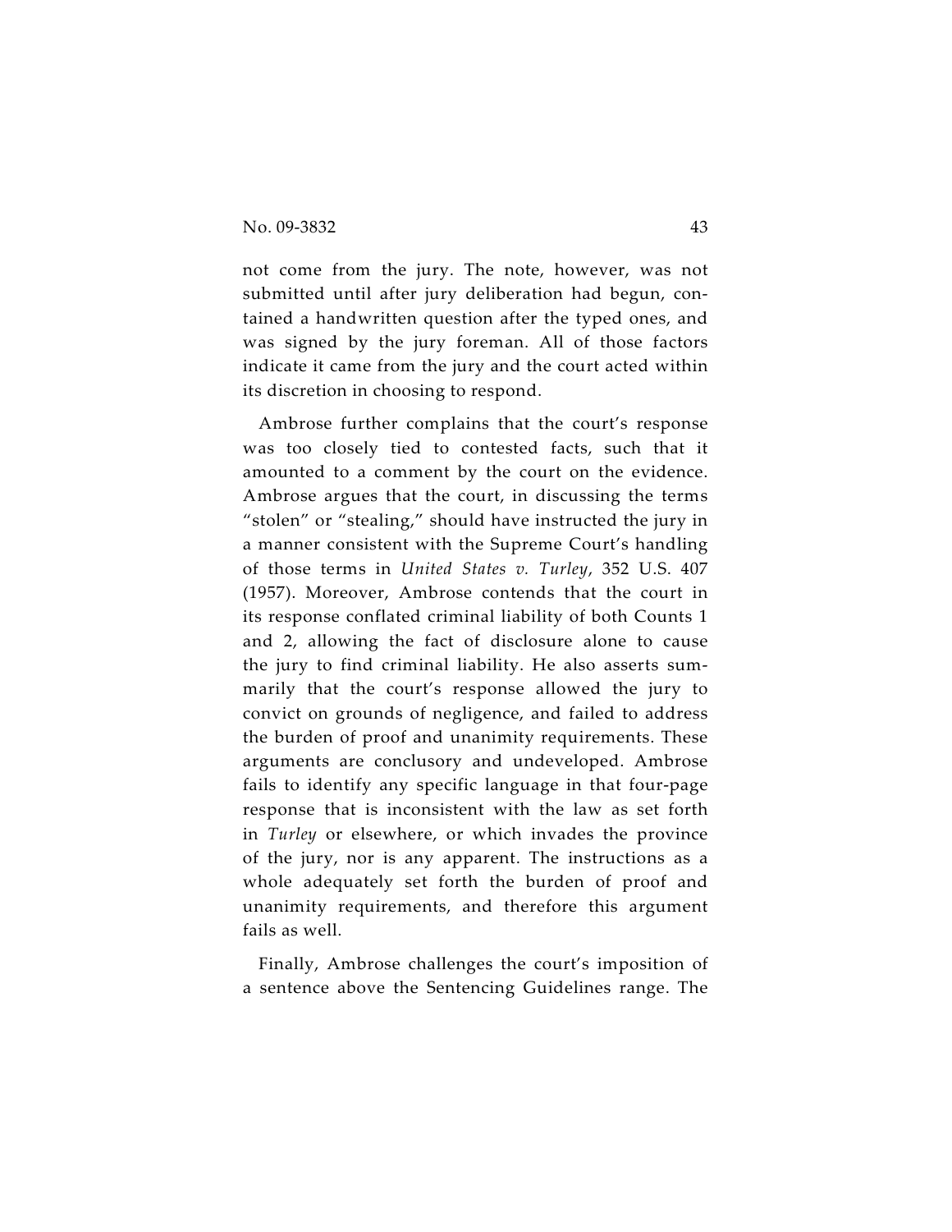not come from the jury. The note, however, was not submitted until after jury deliberation had begun, contained a handwritten question after the typed ones, and was signed by the jury foreman. All of those factors indicate it came from the jury and the court acted within its discretion in choosing to respond.

Ambrose further complains that the court's response was too closely tied to contested facts, such that it amounted to a comment by the court on the evidence. Ambrose argues that the court, in discussing the terms "stolen" or "stealing," should have instructed the jury in a manner consistent with the Supreme Court's handling of those terms in *United States v. Turley*, 352 U.S. 407 (1957). Moreover, Ambrose contends that the court in its response conflated criminal liability of both Counts 1 and 2, allowing the fact of disclosure alone to cause the jury to find criminal liability. He also asserts summarily that the court's response allowed the jury to convict on grounds of negligence, and failed to address the burden of proof and unanimity requirements. These arguments are conclusory and undeveloped. Ambrose fails to identify any specific language in that four-page response that is inconsistent with the law as set forth in *Turley* or elsewhere, or which invades the province of the jury, nor is any apparent. The instructions as a whole adequately set forth the burden of proof and unanimity requirements, and therefore this argument fails as well.

Finally, Ambrose challenges the court's imposition of a sentence above the Sentencing Guidelines range. The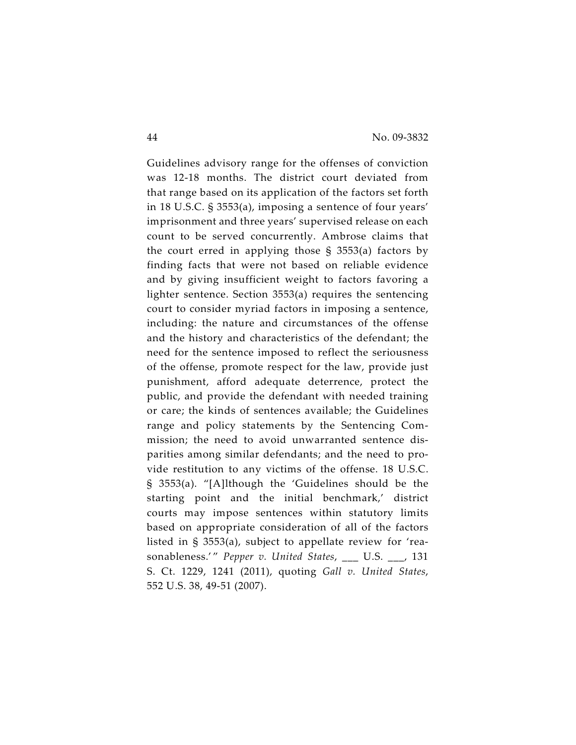Guidelines advisory range for the offenses of conviction was 12-18 months. The district court deviated from that range based on its application of the factors set forth in 18 U.S.C. § 3553(a), imposing a sentence of four years' imprisonment and three years' supervised release on each count to be served concurrently. Ambrose claims that the court erred in applying those § 3553(a) factors by finding facts that were not based on reliable evidence and by giving insufficient weight to factors favoring a lighter sentence. Section 3553(a) requires the sentencing court to consider myriad factors in imposing a sentence, including: the nature and circumstances of the offense and the history and characteristics of the defendant; the need for the sentence imposed to reflect the seriousness of the offense, promote respect for the law, provide just punishment, afford adequate deterrence, protect the public, and provide the defendant with needed training or care; the kinds of sentences available; the Guidelines range and policy statements by the Sentencing Commission; the need to avoid unwarranted sentence disparities among similar defendants; and the need to provide restitution to any victims of the offense. 18 U.S.C. § 3553(a). "[A]lthough the 'Guidelines should be the starting point and the initial benchmark,' district courts may impose sentences within statutory limits based on appropriate consideration of all of the factors listed in § 3553(a), subject to appellate review for 'reasonableness.'" *Pepper v. United States*, ___ U.S. ___, 131 S. Ct. 1229, 1241 (2011), quoting *Gall v. United States*, 552 U.S. 38, 49-51 (2007).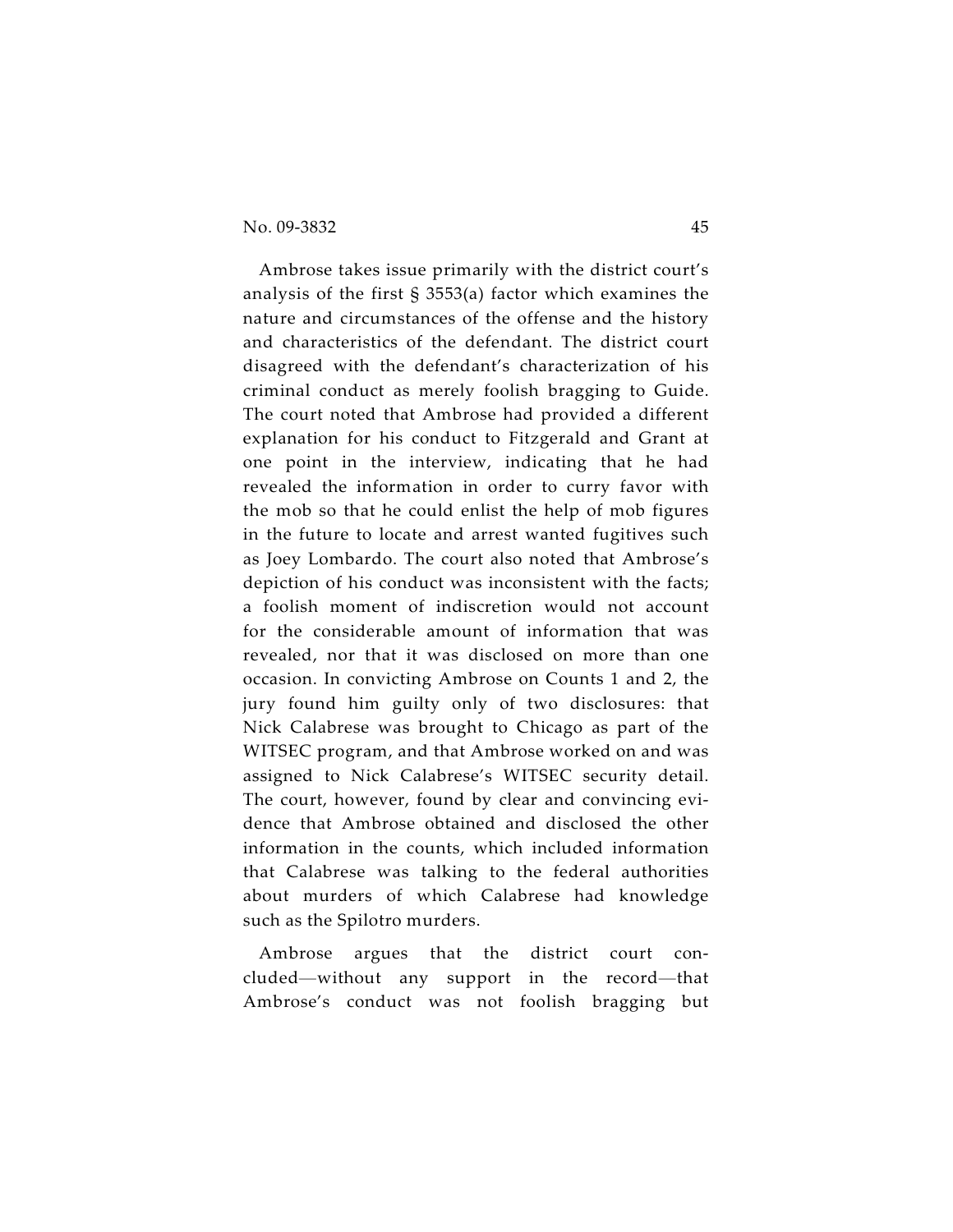Ambrose takes issue primarily with the district court's analysis of the first § 3553(a) factor which examines the nature and circumstances of the offense and the history and characteristics of the defendant. The district court disagreed with the defendant's characterization of his criminal conduct as merely foolish bragging to Guide. The court noted that Ambrose had provided a different explanation for his conduct to Fitzgerald and Grant at one point in the interview, indicating that he had revealed the information in order to curry favor with the mob so that he could enlist the help of mob figures in the future to locate and arrest wanted fugitives such as Joey Lombardo. The court also noted that Ambrose's depiction of his conduct was inconsistent with the facts; a foolish moment of indiscretion would not account for the considerable amount of information that was revealed, nor that it was disclosed on more than one occasion. In convicting Ambrose on Counts 1 and 2, the jury found him guilty only of two disclosures: that Nick Calabrese was brought to Chicago as part of the WITSEC program, and that Ambrose worked on and was assigned to Nick Calabrese's WITSEC security detail. The court, however, found by clear and convincing evidence that Ambrose obtained and disclosed the other information in the counts, which included information that Calabrese was talking to the federal authorities about murders of which Calabrese had knowledge such as the Spilotro murders.

Ambrose argues that the district court concluded—without any support in the record—that Ambrose's conduct was not foolish bragging but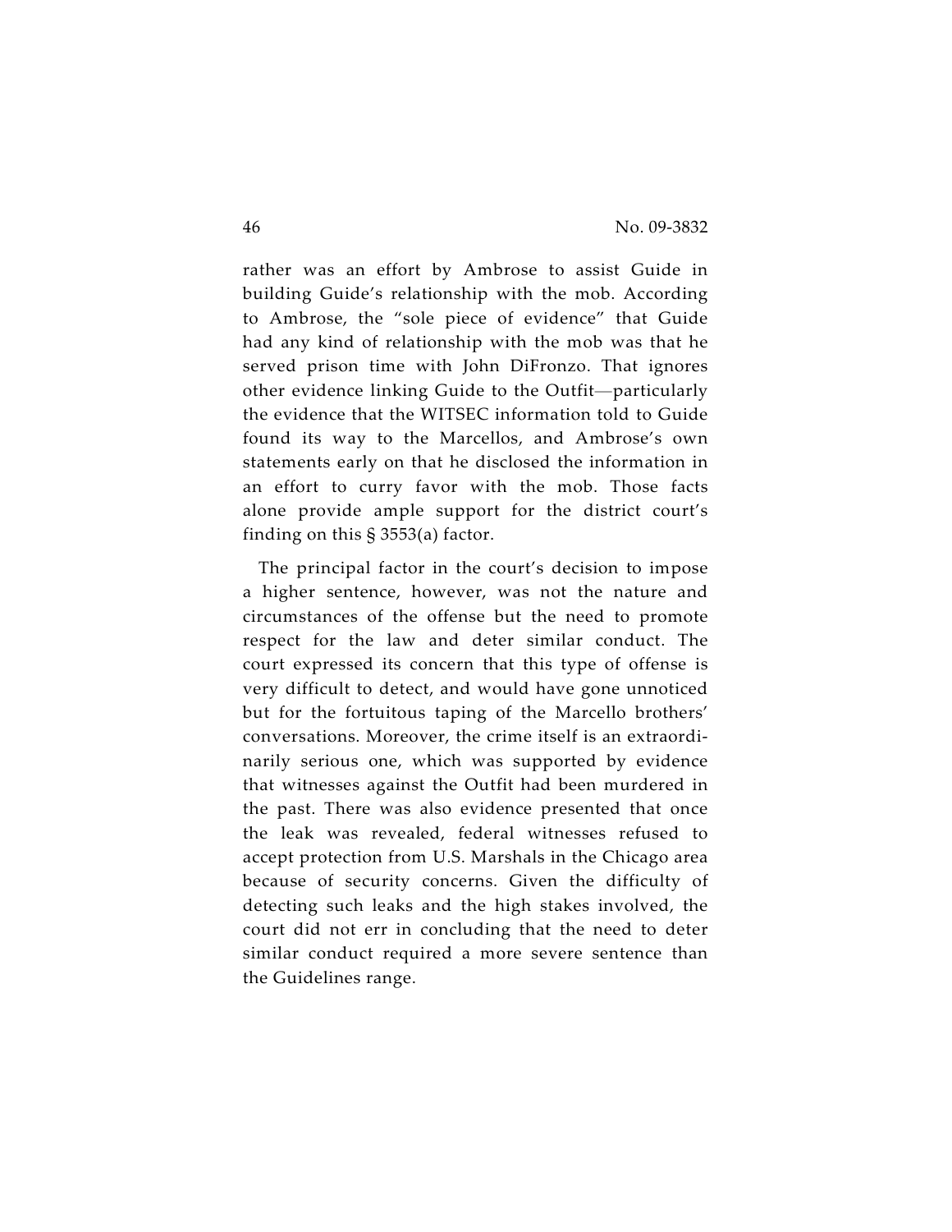rather was an effort by Ambrose to assist Guide in building Guide's relationship with the mob. According to Ambrose, the "sole piece of evidence" that Guide had any kind of relationship with the mob was that he served prison time with John DiFronzo. That ignores other evidence linking Guide to the Outfit—particularly the evidence that the WITSEC information told to Guide found its way to the Marcellos, and Ambrose's own statements early on that he disclosed the information in an effort to curry favor with the mob. Those facts alone provide ample support for the district court's finding on this § 3553(a) factor.

The principal factor in the court's decision to impose a higher sentence, however, was not the nature and circumstances of the offense but the need to promote respect for the law and deter similar conduct. The court expressed its concern that this type of offense is very difficult to detect, and would have gone unnoticed but for the fortuitous taping of the Marcello brothers' conversations. Moreover, the crime itself is an extraordinarily serious one, which was supported by evidence that witnesses against the Outfit had been murdered in the past. There was also evidence presented that once the leak was revealed, federal witnesses refused to accept protection from U.S. Marshals in the Chicago area because of security concerns. Given the difficulty of detecting such leaks and the high stakes involved, the court did not err in concluding that the need to deter similar conduct required a more severe sentence than the Guidelines range.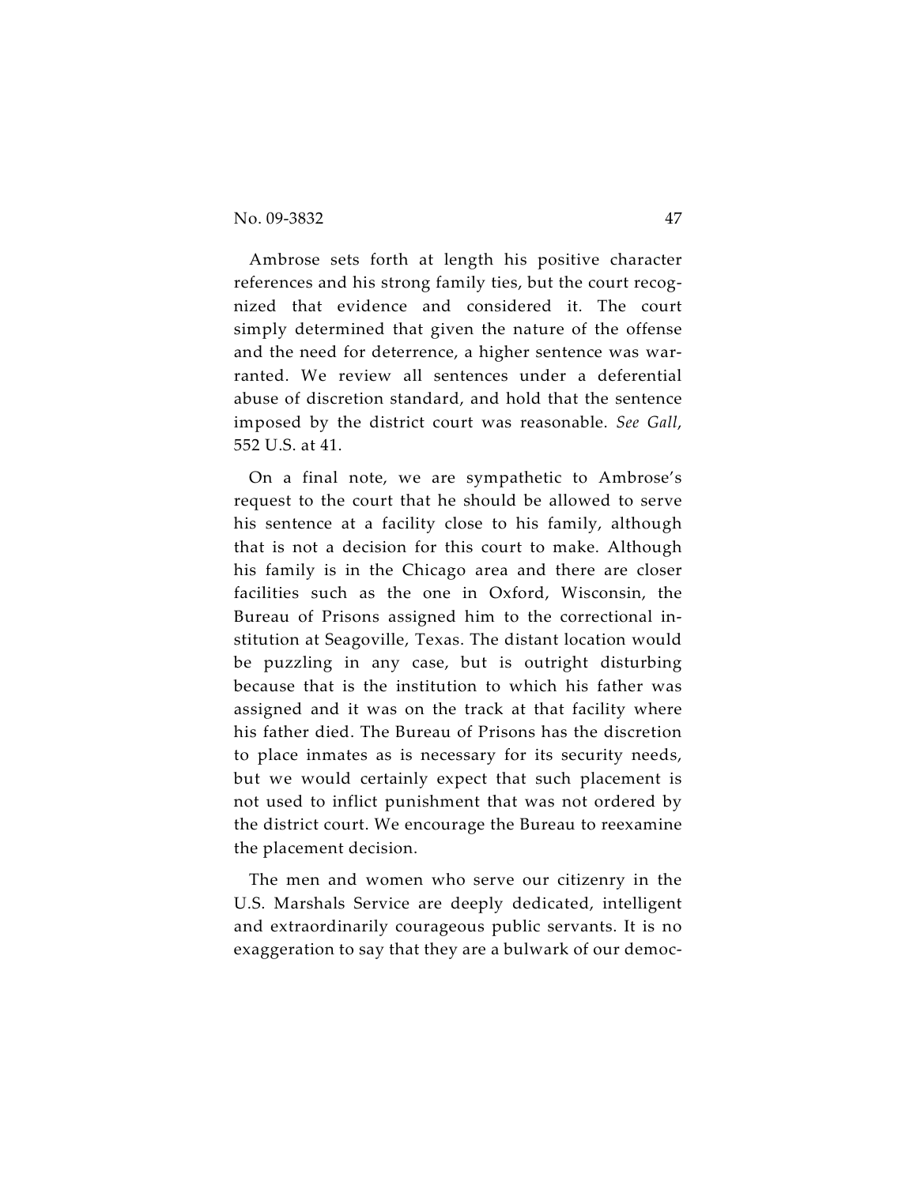Ambrose sets forth at length his positive character references and his strong family ties, but the court recognized that evidence and considered it. The court simply determined that given the nature of the offense and the need for deterrence, a higher sentence was warranted. We review all sentences under a deferential abuse of discretion standard, and hold that the sentence imposed by the district court was reasonable. *See Gall*, 552 U.S. at 41.

On a final note, we are sympathetic to Ambrose's request to the court that he should be allowed to serve his sentence at a facility close to his family, although that is not a decision for this court to make. Although his family is in the Chicago area and there are closer facilities such as the one in Oxford, Wisconsin, the Bureau of Prisons assigned him to the correctional institution at Seagoville, Texas. The distant location would be puzzling in any case, but is outright disturbing because that is the institution to which his father was assigned and it was on the track at that facility where his father died. The Bureau of Prisons has the discretion to place inmates as is necessary for its security needs, but we would certainly expect that such placement is not used to inflict punishment that was not ordered by the district court. We encourage the Bureau to reexamine the placement decision.

The men and women who serve our citizenry in the U.S. Marshals Service are deeply dedicated, intelligent and extraordinarily courageous public servants. It is no exaggeration to say that they are a bulwark of our democ-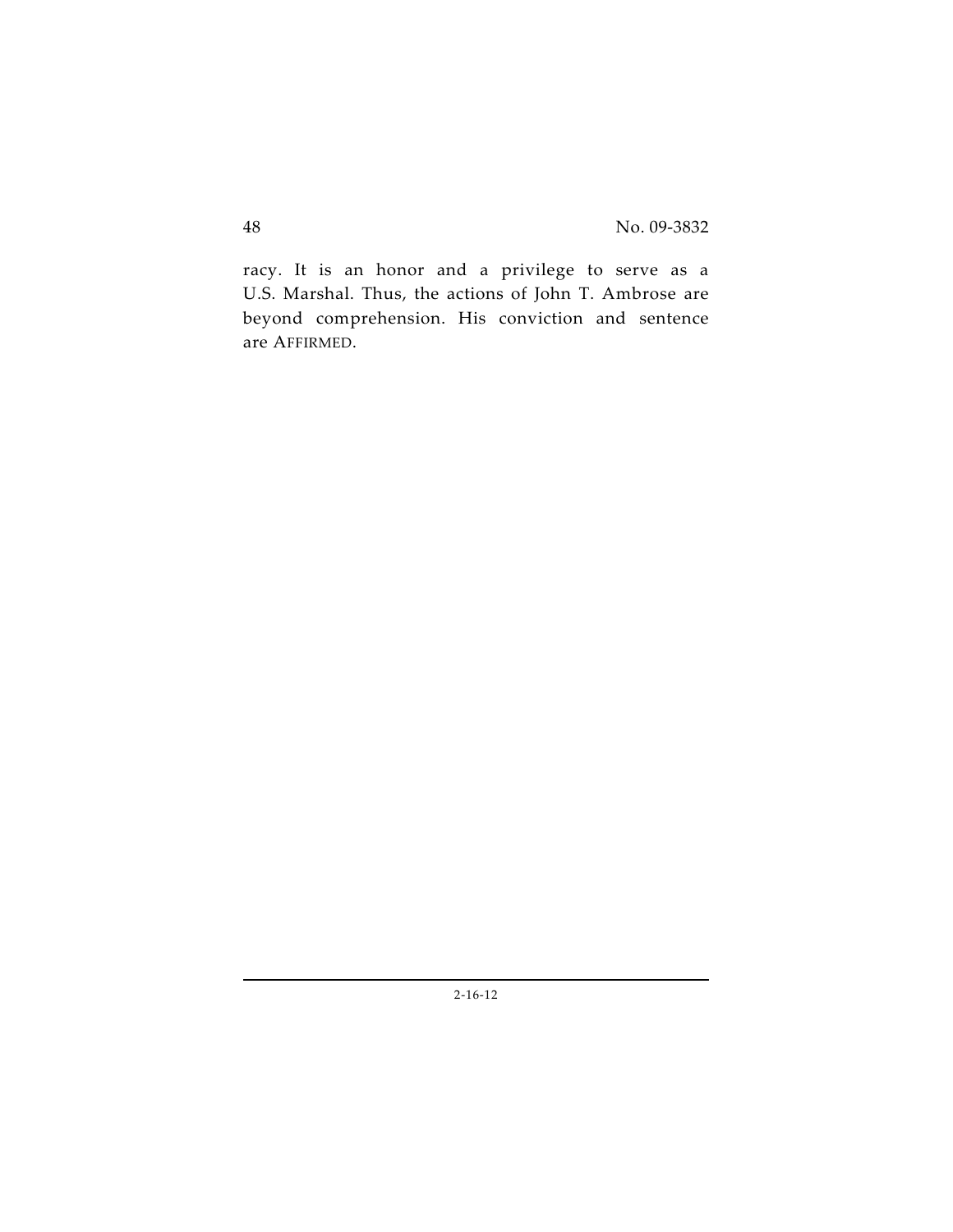racy. It is an honor and a privilege to serve as a U.S. Marshal. Thus, the actions of John T. Ambrose are beyond comprehension. His conviction and sentence are AFFIRMED.

---

2-16-12